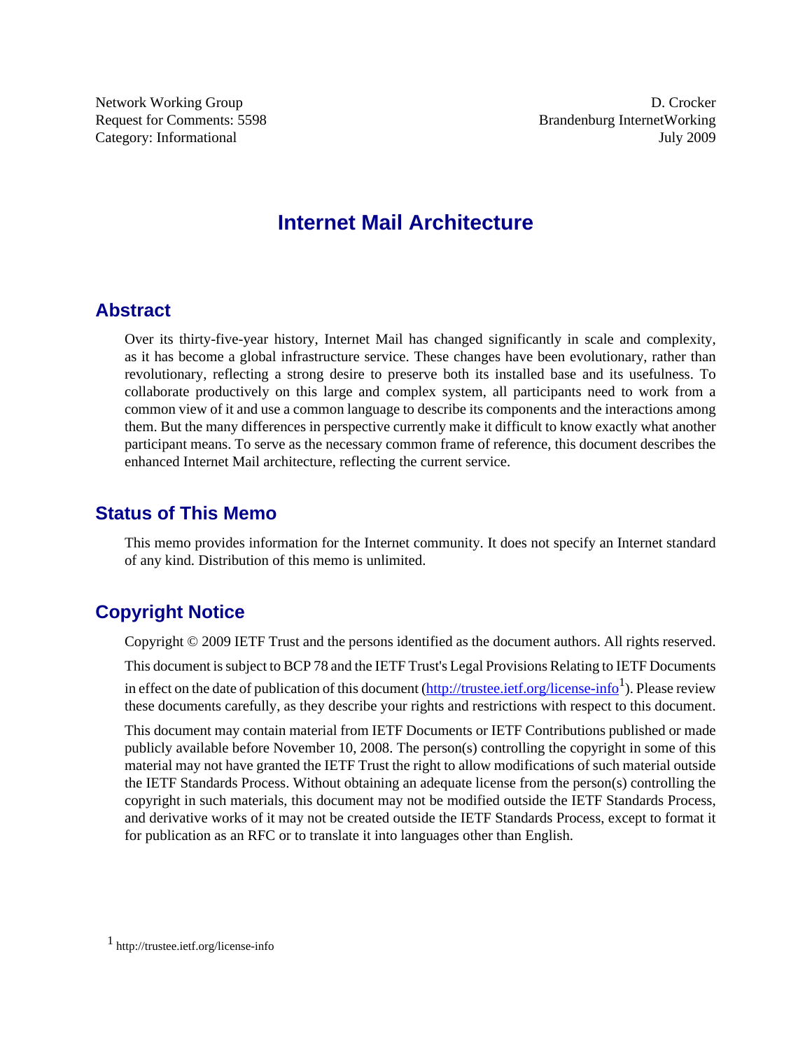Network Working Group
Request for Comments: 5598
Category: Informational

D. Crocker
Brandenburg InternetWorking
July 2009

# Internet Mail Architecture

## Abstract

Over its thirty-five-year history, Internet Mail has changed significantly in scale and complexity, as it has become a global infrastructure service. These changes have been evolutionary, rather than revolutionary, reflecting a strong desire to preserve both its installed base and its usefulness. To collaborate productively on this large and complex system, all participants need to work from a common view of it and use a common language to describe its components and the interactions among them. But the many differences in perspective currently make it difficult to know exactly what another participant means. To serve as the necessary common frame of reference, this document describes the enhanced Internet Mail architecture, reflecting the current service.

## Status of This Memo

This memo provides information for the Internet community. It does not specify an Internet standard of any kind. Distribution of this memo is unlimited.

## Copyright Notice

Copyright © 2009 IETF Trust and the persons identified as the document authors. All rights reserved.

This document is subject to BCP 78 and the IETF Trust's Legal Provisions Relating to IETF Documents in effect on the date of publication of this document (http://trustee.ietf.org/license-info[1]). Please review these documents carefully, as they describe your rights and restrictions with respect to this document.

This document may contain material from IETF Documents or IETF Contributions published or made publicly available before November 10, 2008. The person(s) controlling the copyright in some of this material may not have granted the IETF Trust the right to allow modifications of such material outside the IETF Standards Process. Without obtaining an adequate license from the person(s) controlling the copyright in such materials, this document may not be modified outside the IETF Standards Process, and derivative works of it may not be created outside the IETF Standards Process, except to format it for publication as an RFC or to translate it into languages other than English.

[1] http://trustee.ietf.org/license-info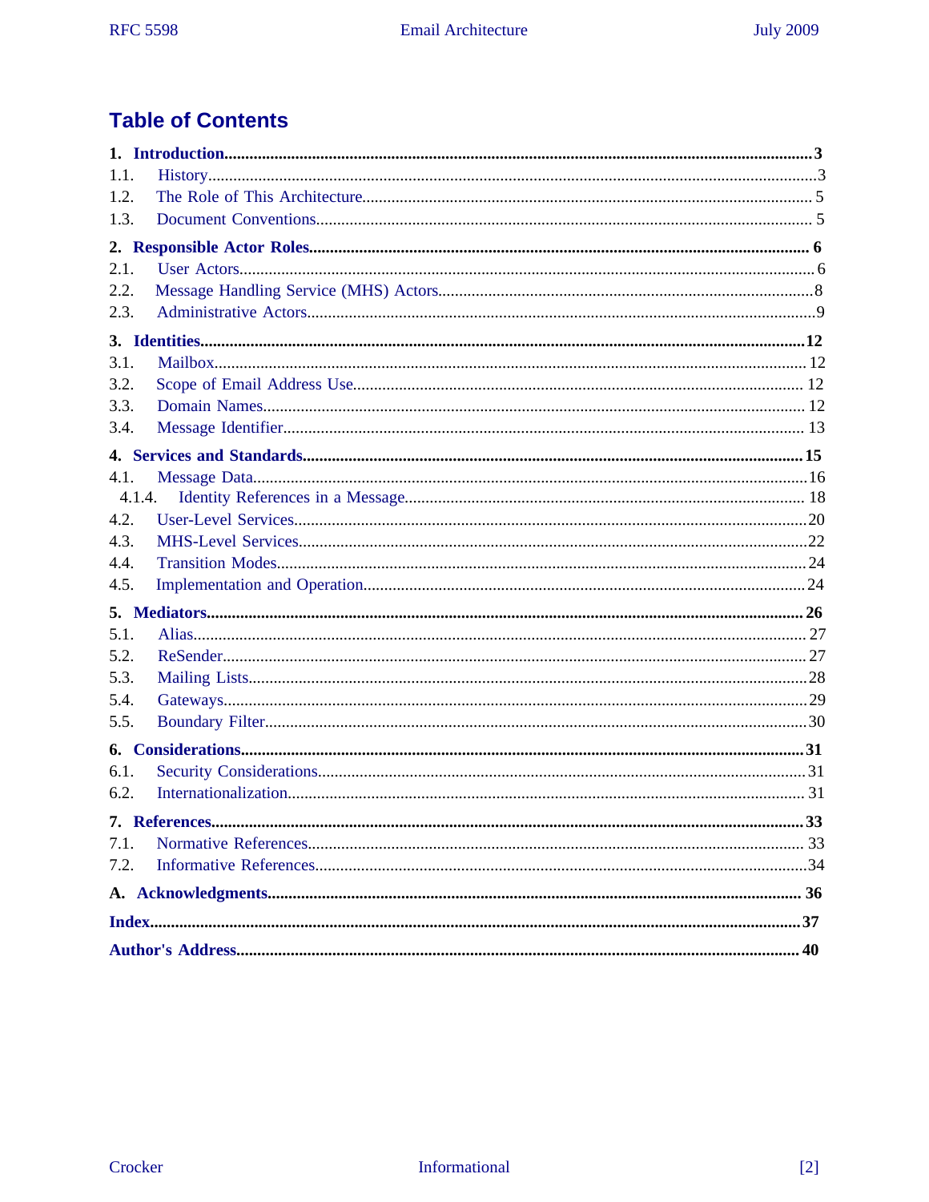## Table of Contents

**1. Introduction** .......... **3**
- 1.1. History .......... 3
- 1.2. The Role of This Architecture .......... 5
- 1.3. Document Conventions .......... 5

**2. Responsible Actor Roles** .......... **6**
- 2.1. User Actors .......... 6
- 2.2. Message Handling Service (MHS) Actors .......... 8
- 2.3. Administrative Actors .......... 9

**3. Identities** .......... **12**
- 3.1. Mailbox .......... 12
- 3.2. Scope of Email Address Use .......... 12
- 3.3. Domain Names .......... 12
- 3.4. Message Identifier .......... 13

**4. Services and Standards** .......... **15**
- 4.1. Message Data .......... 16
  - 4.1.4. Identity References in a Message .......... 18
- 4.2. User-Level Services .......... 20
- 4.3. MHS-Level Services .......... 22
- 4.4. Transition Modes .......... 24
- 4.5. Implementation and Operation .......... 24

**5. Mediators** .......... **26**
- 5.1. Alias .......... 27
- 5.2. ReSender .......... 27
- 5.3. Mailing Lists .......... 28
- 5.4. Gateways .......... 29
- 5.5. Boundary Filter .......... 30

**6. Considerations** .......... **31**
- 6.1. Security Considerations .......... 31
- 6.2. Internationalization .......... 31

**7. References** .......... **33**
- 7.1. Normative References .......... 33
- 7.2. Informative References .......... 34

**A. Acknowledgments** .......... **36**

**Index** .......... **37**

**Author's Address** .......... **40**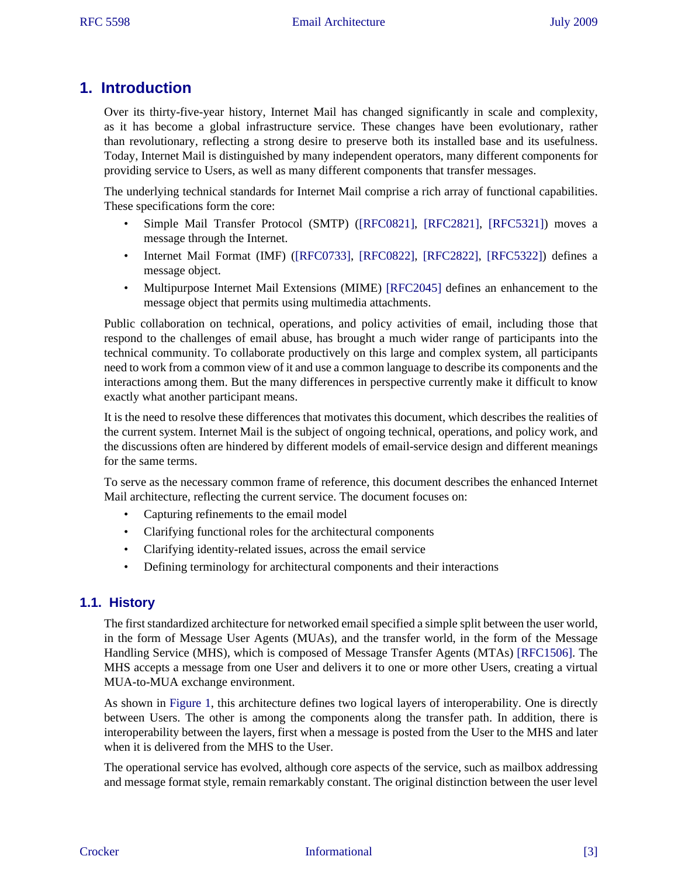# 1. Introduction

Over its thirty-five-year history, Internet Mail has changed significantly in scale and complexity, as it has become a global infrastructure service. These changes have been evolutionary, rather than revolutionary, reflecting a strong desire to preserve both its installed base and its usefulness. Today, Internet Mail is distinguished by many independent operators, many different components for providing service to Users, as well as many different components that transfer messages.

The underlying technical standards for Internet Mail comprise a rich array of functional capabilities. These specifications form the core:

- Simple Mail Transfer Protocol (SMTP) ([RFC0821], [RFC2821], [RFC5321]) moves a message through the Internet.
- Internet Mail Format (IMF) ([RFC0733], [RFC0822], [RFC2822], [RFC5322]) defines a message object.
- Multipurpose Internet Mail Extensions (MIME) [RFC2045] defines an enhancement to the message object that permits using multimedia attachments.

Public collaboration on technical, operations, and policy activities of email, including those that respond to the challenges of email abuse, has brought a much wider range of participants into the technical community. To collaborate productively on this large and complex system, all participants need to work from a common view of it and use a common language to describe its components and the interactions among them. But the many differences in perspective currently make it difficult to know exactly what another participant means.

It is the need to resolve these differences that motivates this document, which describes the realities of the current system. Internet Mail is the subject of ongoing technical, operations, and policy work, and the discussions often are hindered by different models of email-service design and different meanings for the same terms.

To serve as the necessary common frame of reference, this document describes the enhanced Internet Mail architecture, reflecting the current service. The document focuses on:

- Capturing refinements to the email model
- Clarifying functional roles for the architectural components
- Clarifying identity-related issues, across the email service
- Defining terminology for architectural components and their interactions

## 1.1. History

The first standardized architecture for networked email specified a simple split between the user world, in the form of Message User Agents (MUAs), and the transfer world, in the form of the Message Handling Service (MHS), which is composed of Message Transfer Agents (MTAs) [RFC1506]. The MHS accepts a message from one User and delivers it to one or more other Users, creating a virtual MUA-to-MUA exchange environment.

As shown in Figure 1, this architecture defines two logical layers of interoperability. One is directly between Users. The other is among the components along the transfer path. In addition, there is interoperability between the layers, first when a message is posted from the User to the MHS and later when it is delivered from the MHS to the User.

The operational service has evolved, although core aspects of the service, such as mailbox addressing and message format style, remain remarkably constant. The original distinction between the user level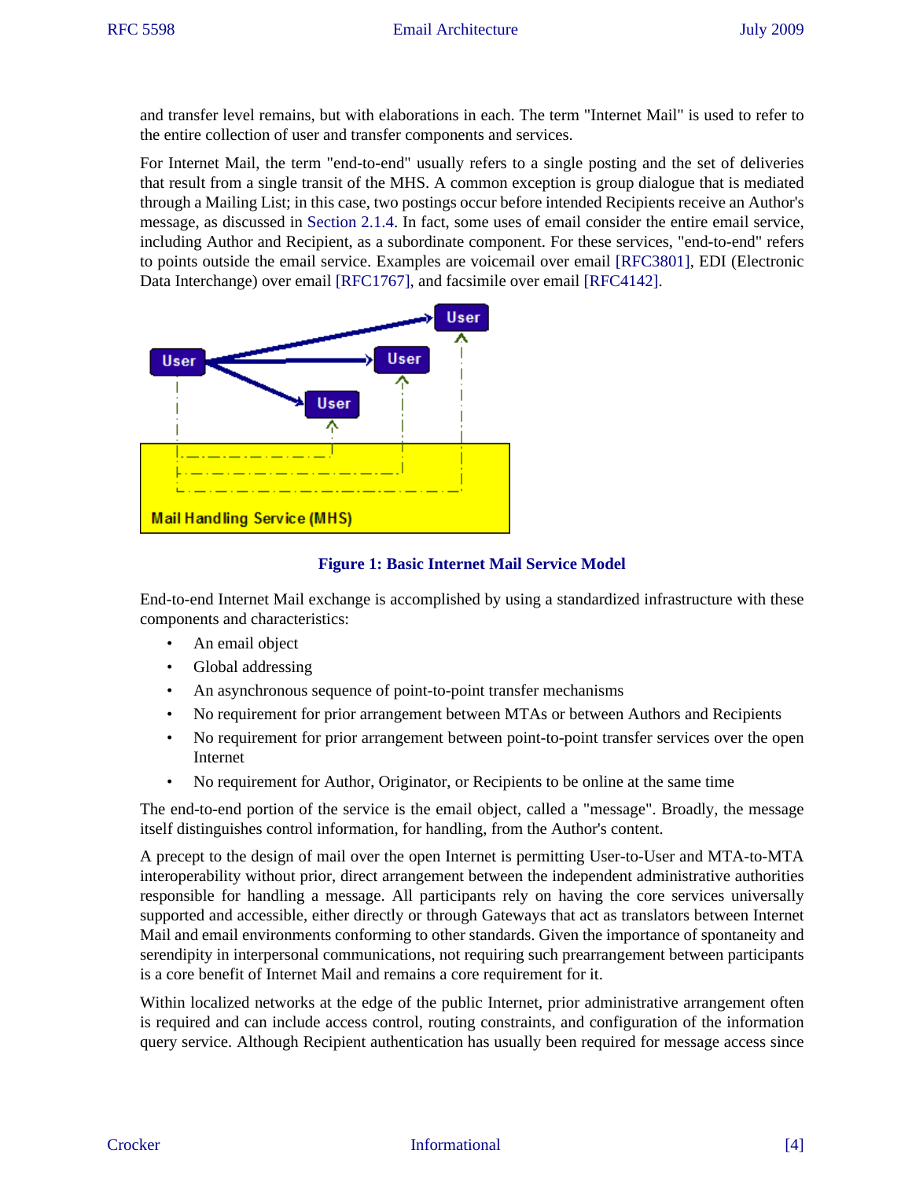and transfer level remains, but with elaborations in each. The term "Internet Mail" is used to refer to the entire collection of user and transfer components and services.

For Internet Mail, the term "end-to-end" usually refers to a single posting and the set of deliveries that result from a single transit of the MHS. A common exception is group dialogue that is mediated through a Mailing List; in this case, two postings occur before intended Recipients receive an Author's message, as discussed in Section 2.1.4. In fact, some uses of email consider the entire email service, including Author and Recipient, as a subordinate component. For these services, "end-to-end" refers to points outside the email service. Examples are voicemail over email [RFC3801], EDI (Electronic Data Interchange) over email [RFC1767], and facsimile over email [RFC4142].

**Figure 1: Basic Internet Mail Service Model**

End-to-end Internet Mail exchange is accomplished by using a standardized infrastructure with these components and characteristics:

- An email object
- Global addressing
- An asynchronous sequence of point-to-point transfer mechanisms
- No requirement for prior arrangement between MTAs or between Authors and Recipients
- No requirement for prior arrangement between point-to-point transfer services over the open Internet
- No requirement for Author, Originator, or Recipients to be online at the same time

The end-to-end portion of the service is the email object, called a "message". Broadly, the message itself distinguishes control information, for handling, from the Author's content.

A precept to the design of mail over the open Internet is permitting User-to-User and MTA-to-MTA interoperability without prior, direct arrangement between the independent administrative authorities responsible for handling a message. All participants rely on having the core services universally supported and accessible, either directly or through Gateways that act as translators between Internet Mail and email environments conforming to other standards. Given the importance of spontaneity and serendipity in interpersonal communications, not requiring such prearrangement between participants is a core benefit of Internet Mail and remains a core requirement for it.

Within localized networks at the edge of the public Internet, prior administrative arrangement often is required and can include access control, routing constraints, and configuration of the information query service. Although Recipient authentication has usually been required for message access since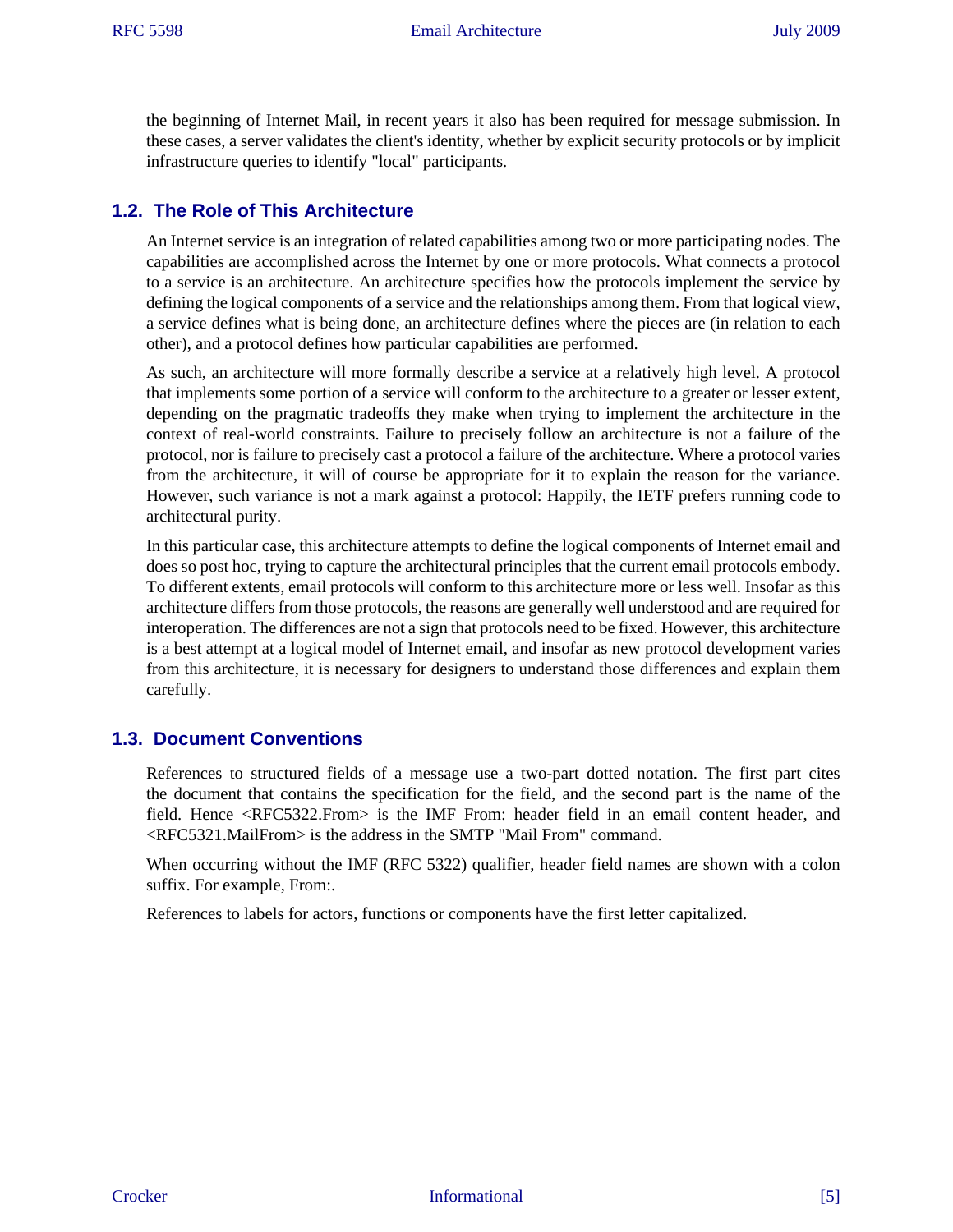the beginning of Internet Mail, in recent years it also has been required for message submission. In these cases, a server validates the client's identity, whether by explicit security protocols or by implicit infrastructure queries to identify "local" participants.

## 1.2. The Role of This Architecture

An Internet service is an integration of related capabilities among two or more participating nodes. The capabilities are accomplished across the Internet by one or more protocols. What connects a protocol to a service is an architecture. An architecture specifies how the protocols implement the service by defining the logical components of a service and the relationships among them. From that logical view, a service defines what is being done, an architecture defines where the pieces are (in relation to each other), and a protocol defines how particular capabilities are performed.

As such, an architecture will more formally describe a service at a relatively high level. A protocol that implements some portion of a service will conform to the architecture to a greater or lesser extent, depending on the pragmatic tradeoffs they make when trying to implement the architecture in the context of real-world constraints. Failure to precisely follow an architecture is not a failure of the protocol, nor is failure to precisely cast a protocol a failure of the architecture. Where a protocol varies from the architecture, it will of course be appropriate for it to explain the reason for the variance. However, such variance is not a mark against a protocol: Happily, the IETF prefers running code to architectural purity.

In this particular case, this architecture attempts to define the logical components of Internet email and does so post hoc, trying to capture the architectural principles that the current email protocols embody. To different extents, email protocols will conform to this architecture more or less well. Insofar as this architecture differs from those protocols, the reasons are generally well understood and are required for interoperation. The differences are not a sign that protocols need to be fixed. However, this architecture is a best attempt at a logical model of Internet email, and insofar as new protocol development varies from this architecture, it is necessary for designers to understand those differences and explain them carefully.

## 1.3. Document Conventions

References to structured fields of a message use a two-part dotted notation. The first part cites the document that contains the specification for the field, and the second part is the name of the field. Hence <RFC5322.From> is the IMF From: header field in an email content header, and <RFC5321.MailFrom> is the address in the SMTP "Mail From" command.

When occurring without the IMF (RFC 5322) qualifier, header field names are shown with a colon suffix. For example, From:.

References to labels for actors, functions or components have the first letter capitalized.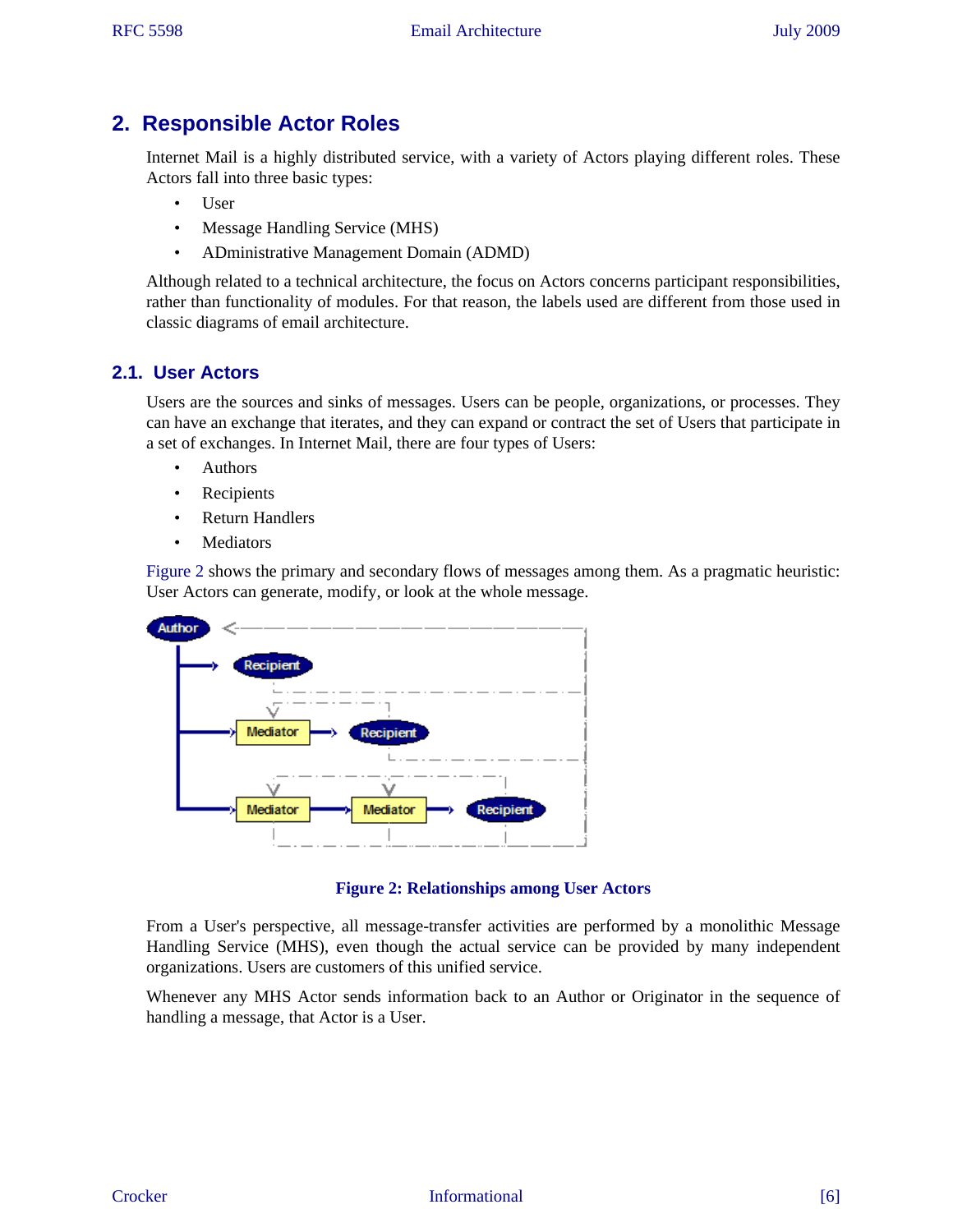## 2. Responsible Actor Roles

Internet Mail is a highly distributed service, with a variety of Actors playing different roles. These Actors fall into three basic types:

- User
- Message Handling Service (MHS)
- ADministrative Management Domain (ADMD)

Although related to a technical architecture, the focus on Actors concerns participant responsibilities, rather than functionality of modules. For that reason, the labels used are different from those used in classic diagrams of email architecture.

### 2.1. User Actors

Users are the sources and sinks of messages. Users can be people, organizations, or processes. They can have an exchange that iterates, and they can expand or contract the set of Users that participate in a set of exchanges. In Internet Mail, there are four types of Users:

- Authors
- Recipients
- Return Handlers
- Mediators

Figure 2 shows the primary and secondary flows of messages among them. As a pragmatic heuristic: User Actors can generate, modify, or look at the whole message.

**Figure 2: Relationships among User Actors**

From a User's perspective, all message-transfer activities are performed by a monolithic Message Handling Service (MHS), even though the actual service can be provided by many independent organizations. Users are customers of this unified service.

Whenever any MHS Actor sends information back to an Author or Originator in the sequence of handling a message, that Actor is a User.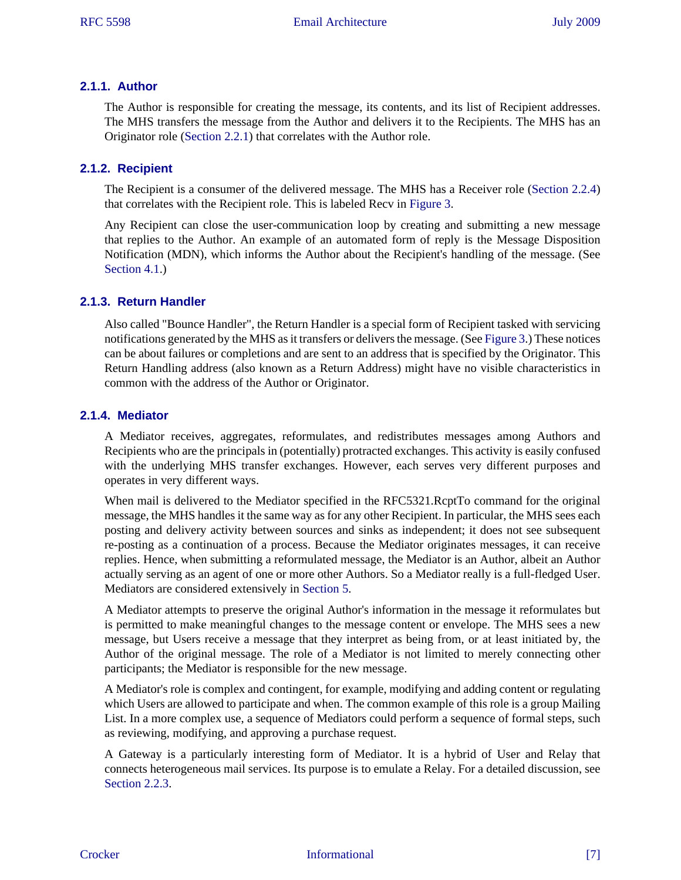### 2.1.1. Author

The Author is responsible for creating the message, its contents, and its list of Recipient addresses. The MHS transfers the message from the Author and delivers it to the Recipients. The MHS has an Originator role (Section 2.2.1) that correlates with the Author role.

### 2.1.2. Recipient

The Recipient is a consumer of the delivered message. The MHS has a Receiver role (Section 2.2.4) that correlates with the Recipient role. This is labeled Recv in Figure 3.

Any Recipient can close the user-communication loop by creating and submitting a new message that replies to the Author. An example of an automated form of reply is the Message Disposition Notification (MDN), which informs the Author about the Recipient's handling of the message. (See Section 4.1.)

### 2.1.3. Return Handler

Also called "Bounce Handler", the Return Handler is a special form of Recipient tasked with servicing notifications generated by the MHS as it transfers or delivers the message. (See Figure 3.) These notices can be about failures or completions and are sent to an address that is specified by the Originator. This Return Handling address (also known as a Return Address) might have no visible characteristics in common with the address of the Author or Originator.

### 2.1.4. Mediator

A Mediator receives, aggregates, reformulates, and redistributes messages among Authors and Recipients who are the principals in (potentially) protracted exchanges. This activity is easily confused with the underlying MHS transfer exchanges. However, each serves very different purposes and operates in very different ways.

When mail is delivered to the Mediator specified in the RFC5321.RcptTo command for the original message, the MHS handles it the same way as for any other Recipient. In particular, the MHS sees each posting and delivery activity between sources and sinks as independent; it does not see subsequent re-posting as a continuation of a process. Because the Mediator originates messages, it can receive replies. Hence, when submitting a reformulated message, the Mediator is an Author, albeit an Author actually serving as an agent of one or more other Authors. So a Mediator really is a full-fledged User. Mediators are considered extensively in Section 5.

A Mediator attempts to preserve the original Author's information in the message it reformulates but is permitted to make meaningful changes to the message content or envelope. The MHS sees a new message, but Users receive a message that they interpret as being from, or at least initiated by, the Author of the original message. The role of a Mediator is not limited to merely connecting other participants; the Mediator is responsible for the new message.

A Mediator's role is complex and contingent, for example, modifying and adding content or regulating which Users are allowed to participate and when. The common example of this role is a group Mailing List. In a more complex use, a sequence of Mediators could perform a sequence of formal steps, such as reviewing, modifying, and approving a purchase request.

A Gateway is a particularly interesting form of Mediator. It is a hybrid of User and Relay that connects heterogeneous mail services. Its purpose is to emulate a Relay. For a detailed discussion, see Section 2.2.3.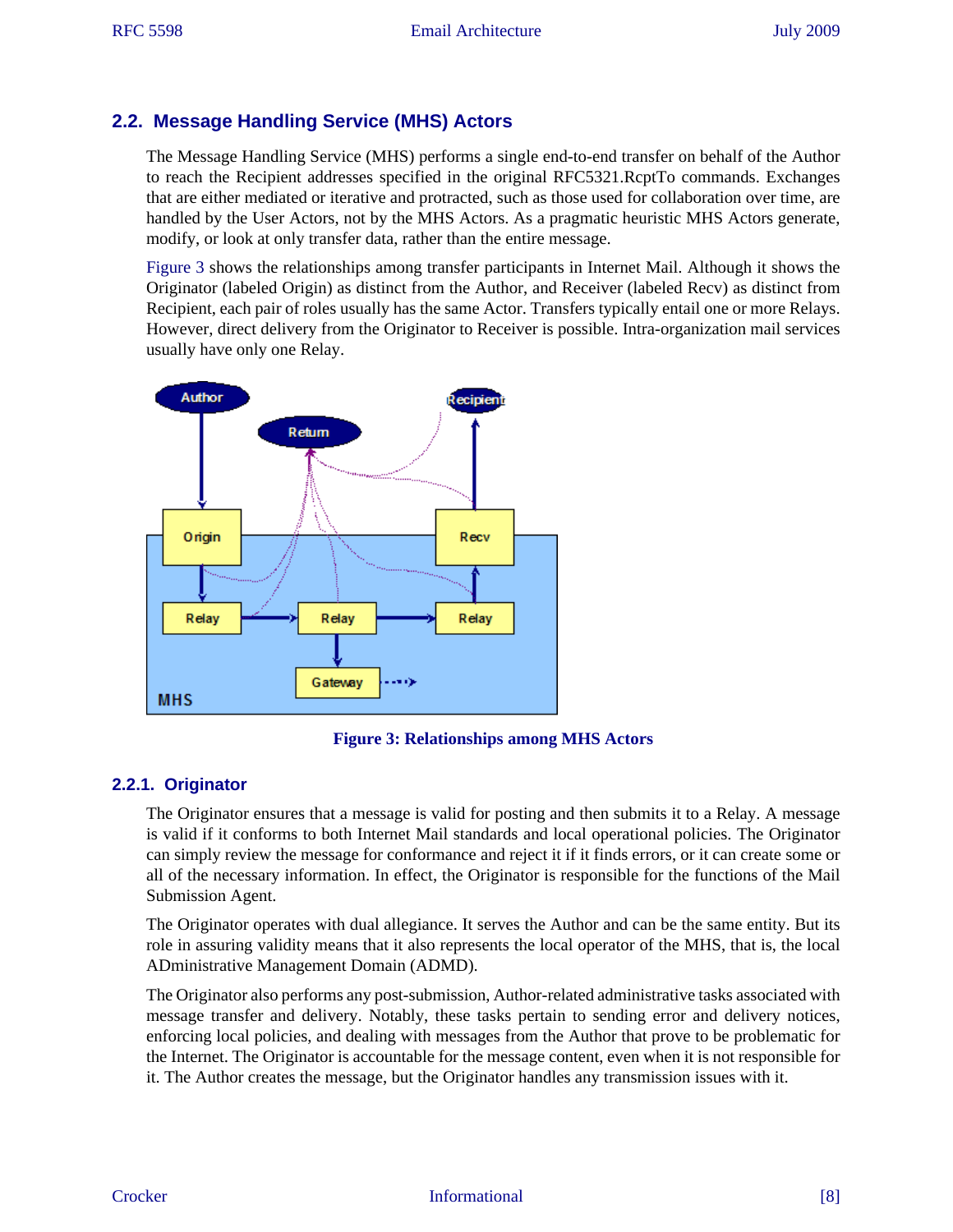## 2.2. Message Handling Service (MHS) Actors

The Message Handling Service (MHS) performs a single end-to-end transfer on behalf of the Author to reach the Recipient addresses specified in the original RFC5321.RcptTo commands. Exchanges that are either mediated or iterative and protracted, such as those used for collaboration over time, are handled by the User Actors, not by the MHS Actors. As a pragmatic heuristic MHS Actors generate, modify, or look at only transfer data, rather than the entire message.

Figure 3 shows the relationships among transfer participants in Internet Mail. Although it shows the Originator (labeled Origin) as distinct from the Author, and Receiver (labeled Recv) as distinct from Recipient, each pair of roles usually has the same Actor. Transfers typically entail one or more Relays. However, direct delivery from the Originator to Receiver is possible. Intra-organization mail services usually have only one Relay.

**Figure 3: Relationships among MHS Actors**

### 2.2.1. Originator

The Originator ensures that a message is valid for posting and then submits it to a Relay. A message is valid if it conforms to both Internet Mail standards and local operational policies. The Originator can simply review the message for conformance and reject it if it finds errors, or it can create some or all of the necessary information. In effect, the Originator is responsible for the functions of the Mail Submission Agent.

The Originator operates with dual allegiance. It serves the Author and can be the same entity. But its role in assuring validity means that it also represents the local operator of the MHS, that is, the local ADministrative Management Domain (ADMD).

The Originator also performs any post-submission, Author-related administrative tasks associated with message transfer and delivery. Notably, these tasks pertain to sending error and delivery notices, enforcing local policies, and dealing with messages from the Author that prove to be problematic for the Internet. The Originator is accountable for the message content, even when it is not responsible for it. The Author creates the message, but the Originator handles any transmission issues with it.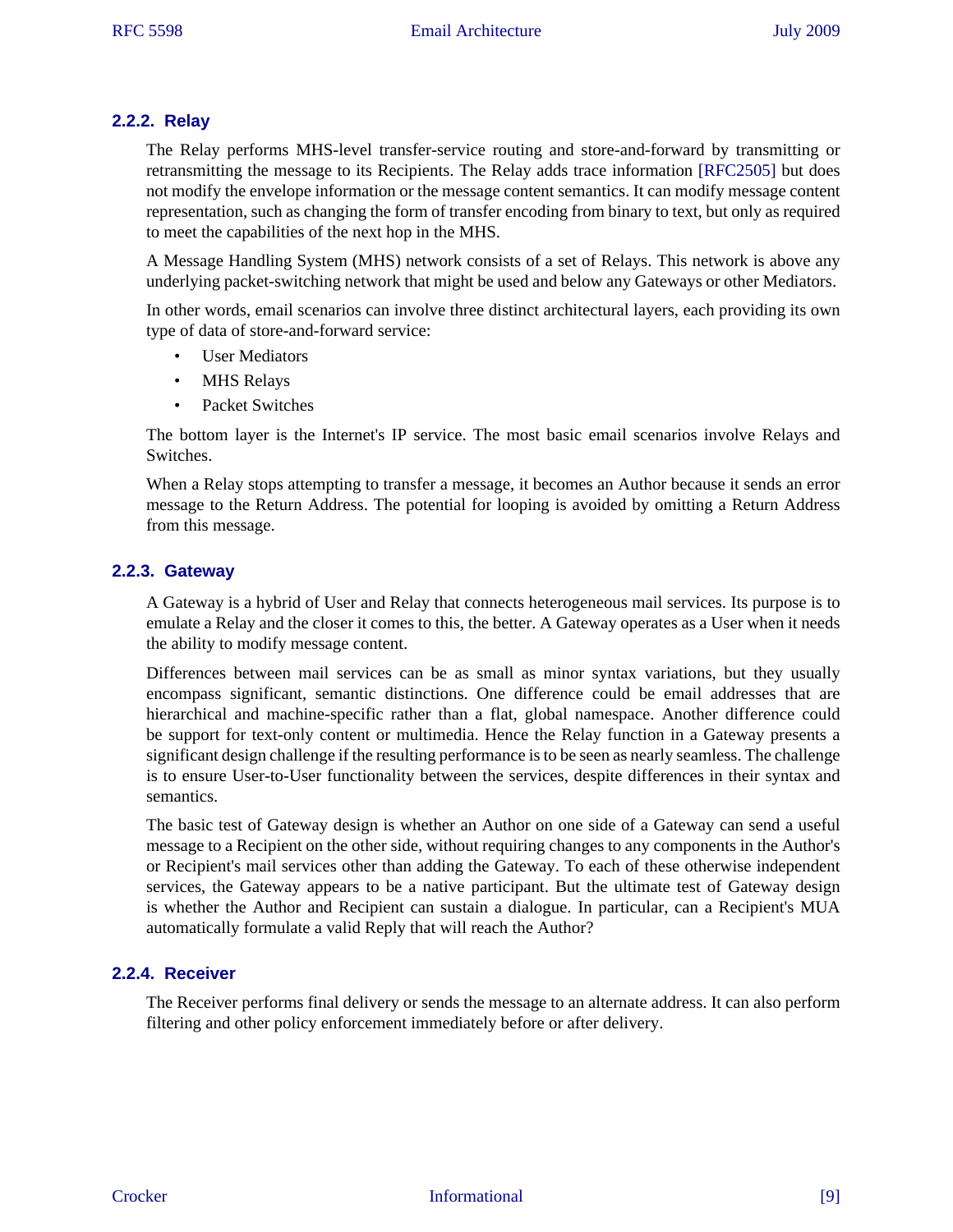### 2.2.2. Relay

The Relay performs MHS-level transfer-service routing and store-and-forward by transmitting or retransmitting the message to its Recipients. The Relay adds trace information [RFC2505] but does not modify the envelope information or the message content semantics. It can modify message content representation, such as changing the form of transfer encoding from binary to text, but only as required to meet the capabilities of the next hop in the MHS.

A Message Handling System (MHS) network consists of a set of Relays. This network is above any underlying packet-switching network that might be used and below any Gateways or other Mediators.

In other words, email scenarios can involve three distinct architectural layers, each providing its own type of data of store-and-forward service:

- User Mediators
- MHS Relays
- Packet Switches

The bottom layer is the Internet's IP service. The most basic email scenarios involve Relays and Switches.

When a Relay stops attempting to transfer a message, it becomes an Author because it sends an error message to the Return Address. The potential for looping is avoided by omitting a Return Address from this message.

### 2.2.3. Gateway

A Gateway is a hybrid of User and Relay that connects heterogeneous mail services. Its purpose is to emulate a Relay and the closer it comes to this, the better. A Gateway operates as a User when it needs the ability to modify message content.

Differences between mail services can be as small as minor syntax variations, but they usually encompass significant, semantic distinctions. One difference could be email addresses that are hierarchical and machine-specific rather than a flat, global namespace. Another difference could be support for text-only content or multimedia. Hence the Relay function in a Gateway presents a significant design challenge if the resulting performance is to be seen as nearly seamless. The challenge is to ensure User-to-User functionality between the services, despite differences in their syntax and semantics.

The basic test of Gateway design is whether an Author on one side of a Gateway can send a useful message to a Recipient on the other side, without requiring changes to any components in the Author's or Recipient's mail services other than adding the Gateway. To each of these otherwise independent services, the Gateway appears to be a native participant. But the ultimate test of Gateway design is whether the Author and Recipient can sustain a dialogue. In particular, can a Recipient's MUA automatically formulate a valid Reply that will reach the Author?

### 2.2.4. Receiver

The Receiver performs final delivery or sends the message to an alternate address. It can also perform filtering and other policy enforcement immediately before or after delivery.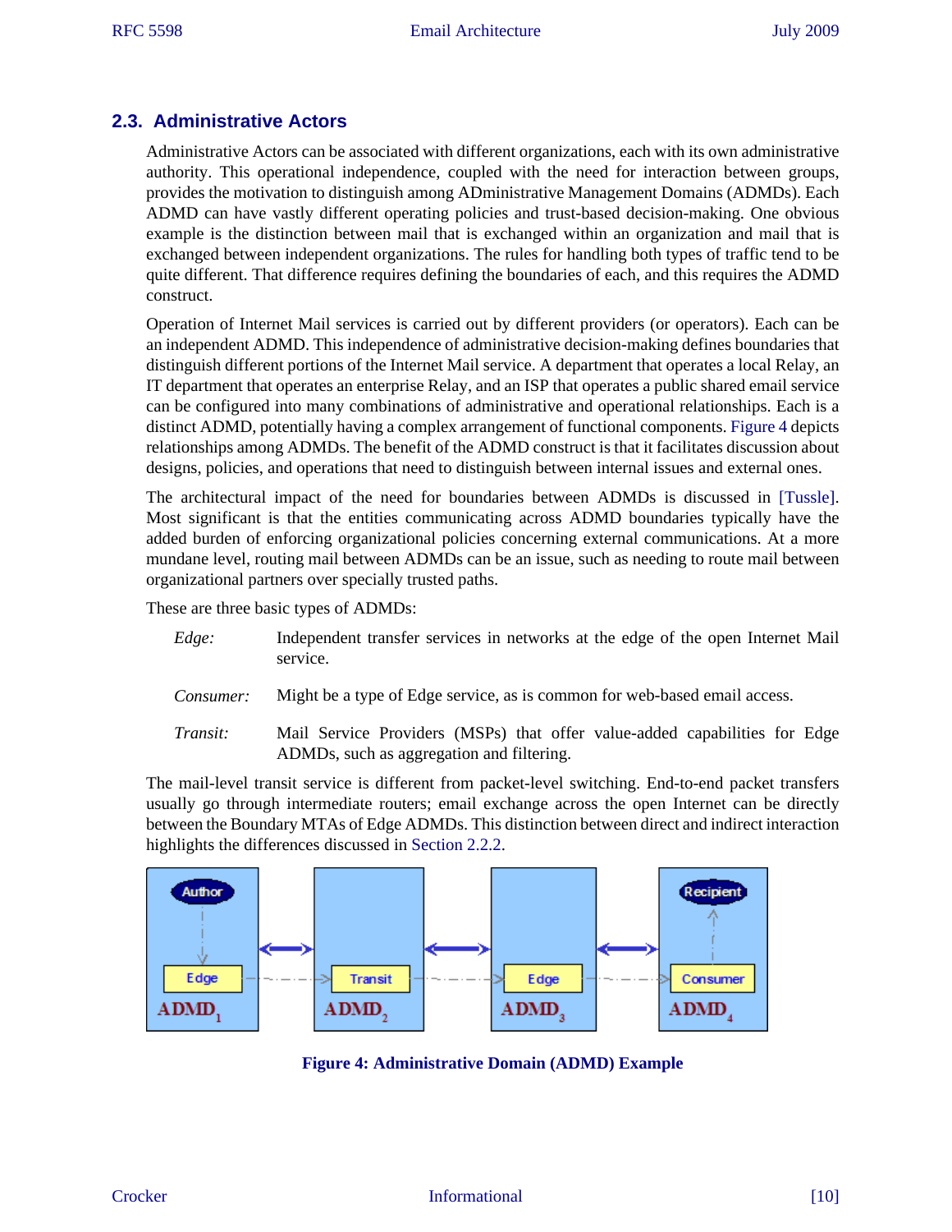## 2.3. Administrative Actors

Administrative Actors can be associated with different organizations, each with its own administrative authority. This operational independence, coupled with the need for interaction between groups, provides the motivation to distinguish among ADministrative Management Domains (ADMDs). Each ADMD can have vastly different operating policies and trust-based decision-making. One obvious example is the distinction between mail that is exchanged within an organization and mail that is exchanged between independent organizations. The rules for handling both types of traffic tend to be quite different. That difference requires defining the boundaries of each, and this requires the ADMD construct.

Operation of Internet Mail services is carried out by different providers (or operators). Each can be an independent ADMD. This independence of administrative decision-making defines boundaries that distinguish different portions of the Internet Mail service. A department that operates a local Relay, an IT department that operates an enterprise Relay, and an ISP that operates a public shared email service can be configured into many combinations of administrative and operational relationships. Each is a distinct ADMD, potentially having a complex arrangement of functional components. Figure 4 depicts relationships among ADMDs. The benefit of the ADMD construct is that it facilitates discussion about designs, policies, and operations that need to distinguish between internal issues and external ones.

The architectural impact of the need for boundaries between ADMDs is discussed in [Tussle]. Most significant is that the entities communicating across ADMD boundaries typically have the added burden of enforcing organizational policies concerning external communications. At a more mundane level, routing mail between ADMDs can be an issue, such as needing to route mail between organizational partners over specially trusted paths.

These are three basic types of ADMDs:

*Edge:* Independent transfer services in networks at the edge of the open Internet Mail service.

*Consumer:* Might be a type of Edge service, as is common for web-based email access.

*Transit:* Mail Service Providers (MSPs) that offer value-added capabilities for Edge ADMDs, such as aggregation and filtering.

The mail-level transit service is different from packet-level switching. End-to-end packet transfers usually go through intermediate routers; email exchange across the open Internet can be directly between the Boundary MTAs of Edge ADMDs. This distinction between direct and indirect interaction highlights the differences discussed in Section 2.2.2.

**Figure 4: Administrative Domain (ADMD) Example**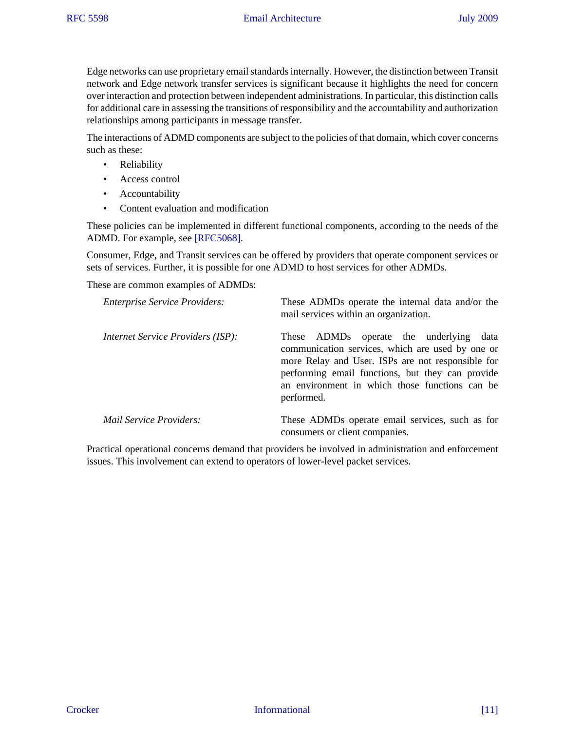Edge networks can use proprietary email standards internally. However, the distinction between Transit network and Edge network transfer services is significant because it highlights the need for concern over interaction and protection between independent administrations. In particular, this distinction calls for additional care in assessing the transitions of responsibility and the accountability and authorization relationships among participants in message transfer.

The interactions of ADMD components are subject to the policies of that domain, which cover concerns such as these:

- Reliability
- Access control
- Accountability
- Content evaluation and modification

These policies can be implemented in different functional components, according to the needs of the ADMD. For example, see [RFC5068].

Consumer, Edge, and Transit services can be offered by providers that operate component services or sets of services. Further, it is possible for one ADMD to host services for other ADMDs.

These are common examples of ADMDs:

*Enterprise Service Providers:*
These ADMDs operate the internal data and/or the mail services within an organization.

*Internet Service Providers (ISP):*
These ADMDs operate the underlying data communication services, which are used by one or more Relay and User. ISPs are not responsible for performing email functions, but they can provide an environment in which those functions can be performed.

*Mail Service Providers:*
These ADMDs operate email services, such as for consumers or client companies.

Practical operational concerns demand that providers be involved in administration and enforcement issues. This involvement can extend to operators of lower-level packet services.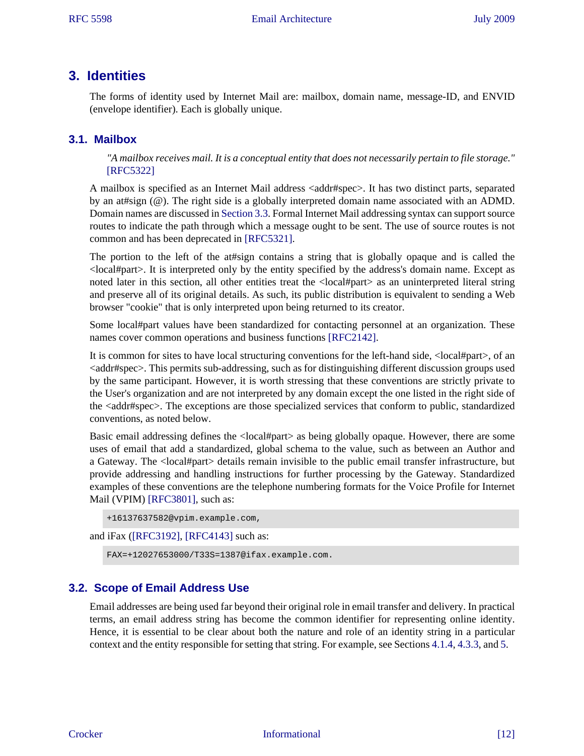## 3. Identities

The forms of identity used by Internet Mail are: mailbox, domain name, message-ID, and ENVID (envelope identifier). Each is globally unique.

### 3.1. Mailbox

> *"A mailbox receives mail. It is a conceptual entity that does not necessarily pertain to file storage."* [RFC5322]

A mailbox is specified as an Internet Mail address <addr#spec>. It has two distinct parts, separated by an at#sign (@). The right side is a globally interpreted domain name associated with an ADMD. Domain names are discussed in Section 3.3. Formal Internet Mail addressing syntax can support source routes to indicate the path through which a message ought to be sent. The use of source routes is not common and has been deprecated in [RFC5321].

The portion to the left of the at#sign contains a string that is globally opaque and is called the <local#part>. It is interpreted only by the entity specified by the address's domain name. Except as noted later in this section, all other entities treat the <local#part> as an uninterpreted literal string and preserve all of its original details. As such, its public distribution is equivalent to sending a Web browser "cookie" that is only interpreted upon being returned to its creator.

Some local#part values have been standardized for contacting personnel at an organization. These names cover common operations and business functions [RFC2142].

It is common for sites to have local structuring conventions for the left-hand side, <local#part>, of an <addr#spec>. This permits sub-addressing, such as for distinguishing different discussion groups used by the same participant. However, it is worth stressing that these conventions are strictly private to the User's organization and are not interpreted by any domain except the one listed in the right side of the <addr#spec>. The exceptions are those specialized services that conform to public, standardized conventions, as noted below.

Basic email addressing defines the <local#part> as being globally opaque. However, there are some uses of email that add a standardized, global schema to the value, such as between an Author and a Gateway. The <local#part> details remain invisible to the public email transfer infrastructure, but provide addressing and handling instructions for further processing by the Gateway. Standardized examples of these conventions are the telephone numbering formats for the Voice Profile for Internet Mail (VPIM) [RFC3801], such as:

```
+16137637582@vpim.example.com,
```

and iFax ([RFC3192], [RFC4143] such as:

```
FAX=+12027653000/T33S=1387@ifax.example.com.
```

### 3.2. Scope of Email Address Use

Email addresses are being used far beyond their original role in email transfer and delivery. In practical terms, an email address string has become the common identifier for representing online identity. Hence, it is essential to be clear about both the nature and role of an identity string in a particular context and the entity responsible for setting that string. For example, see Sections 4.1.4, 4.3.3, and 5.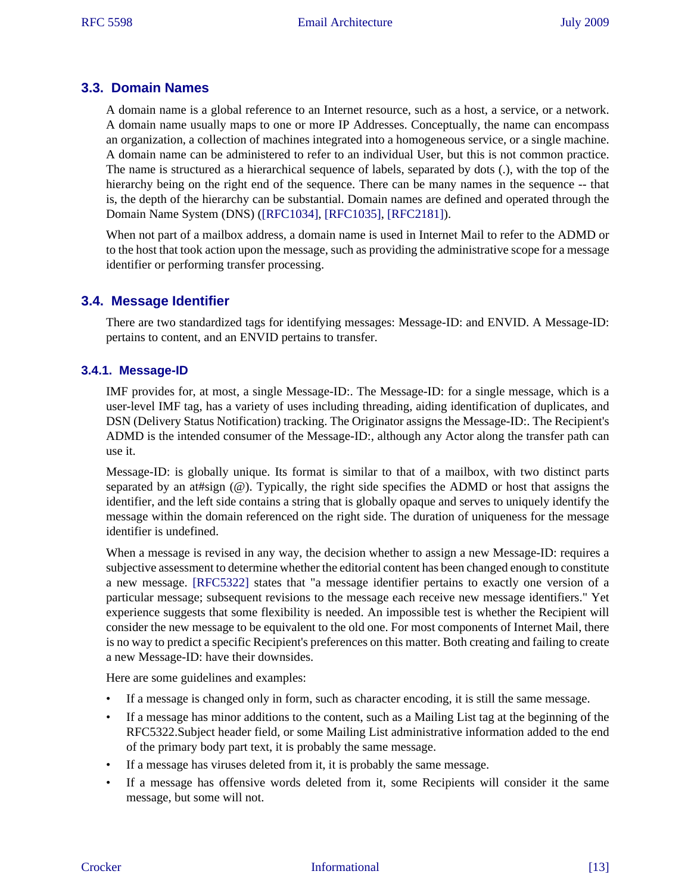## 3.3. Domain Names

A domain name is a global reference to an Internet resource, such as a host, a service, or a network. A domain name usually maps to one or more IP Addresses. Conceptually, the name can encompass an organization, a collection of machines integrated into a homogeneous service, or a single machine. A domain name can be administered to refer to an individual User, but this is not common practice. The name is structured as a hierarchical sequence of labels, separated by dots (.), with the top of the hierarchy being on the right end of the sequence. There can be many names in the sequence -- that is, the depth of the hierarchy can be substantial. Domain names are defined and operated through the Domain Name System (DNS) ([RFC1034], [RFC1035], [RFC2181]).

When not part of a mailbox address, a domain name is used in Internet Mail to refer to the ADMD or to the host that took action upon the message, such as providing the administrative scope for a message identifier or performing transfer processing.

## 3.4. Message Identifier

There are two standardized tags for identifying messages: Message-ID: and ENVID. A Message-ID: pertains to content, and an ENVID pertains to transfer.

### 3.4.1. Message-ID

IMF provides for, at most, a single Message-ID:. The Message-ID: for a single message, which is a user-level IMF tag, has a variety of uses including threading, aiding identification of duplicates, and DSN (Delivery Status Notification) tracking. The Originator assigns the Message-ID:. The Recipient's ADMD is the intended consumer of the Message-ID:, although any Actor along the transfer path can use it.

Message-ID: is globally unique. Its format is similar to that of a mailbox, with two distinct parts separated by an at#sign (@). Typically, the right side specifies the ADMD or host that assigns the identifier, and the left side contains a string that is globally opaque and serves to uniquely identify the message within the domain referenced on the right side. The duration of uniqueness for the message identifier is undefined.

When a message is revised in any way, the decision whether to assign a new Message-ID: requires a subjective assessment to determine whether the editorial content has been changed enough to constitute a new message. [RFC5322] states that "a message identifier pertains to exactly one version of a particular message; subsequent revisions to the message each receive new message identifiers." Yet experience suggests that some flexibility is needed. An impossible test is whether the Recipient will consider the new message to be equivalent to the old one. For most components of Internet Mail, there is no way to predict a specific Recipient's preferences on this matter. Both creating and failing to create a new Message-ID: have their downsides.

Here are some guidelines and examples:

- If a message is changed only in form, such as character encoding, it is still the same message.
- If a message has minor additions to the content, such as a Mailing List tag at the beginning of the RFC5322.Subject header field, or some Mailing List administrative information added to the end of the primary body part text, it is probably the same message.
- If a message has viruses deleted from it, it is probably the same message.
- If a message has offensive words deleted from it, some Recipients will consider it the same message, but some will not.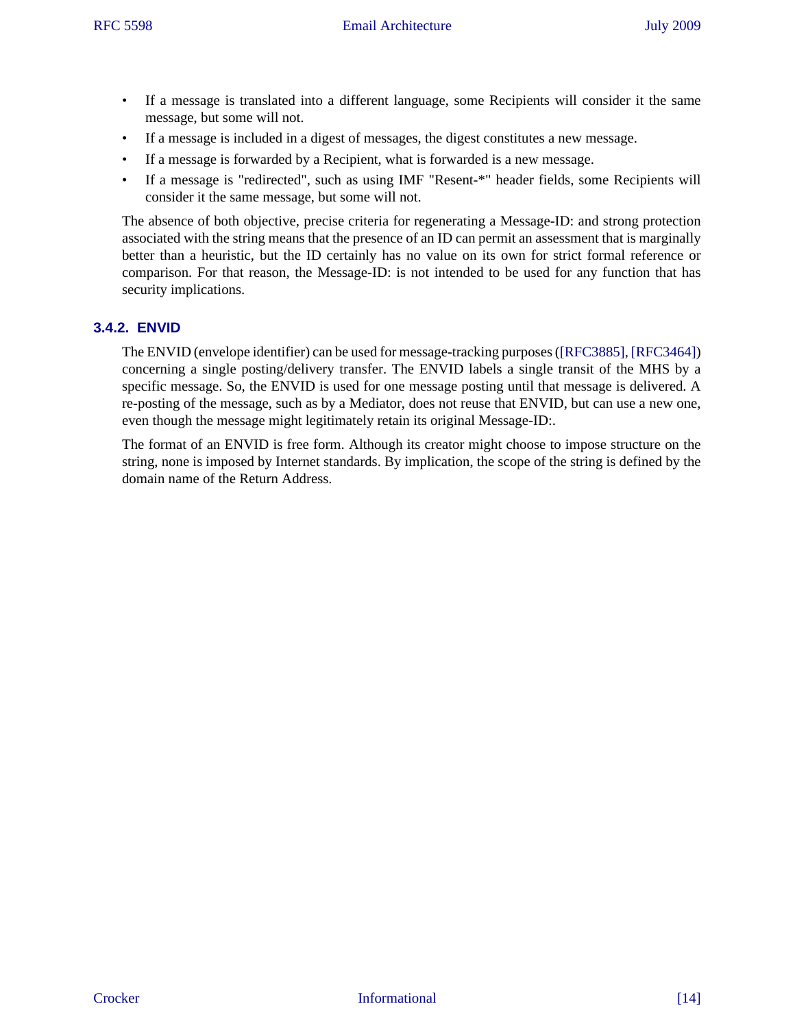- If a message is translated into a different language, some Recipients will consider it the same message, but some will not.
- If a message is included in a digest of messages, the digest constitutes a new message.
- If a message is forwarded by a Recipient, what is forwarded is a new message.
- If a message is "redirected", such as using IMF "Resent-*" header fields, some Recipients will consider it the same message, but some will not.

The absence of both objective, precise criteria for regenerating a Message-ID: and strong protection associated with the string means that the presence of an ID can permit an assessment that is marginally better than a heuristic, but the ID certainly has no value on its own for strict formal reference or comparison. For that reason, the Message-ID: is not intended to be used for any function that has security implications.

### 3.4.2. ENVID

The ENVID (envelope identifier) can be used for message-tracking purposes ([RFC3885], [RFC3464]) concerning a single posting/delivery transfer. The ENVID labels a single transit of the MHS by a specific message. So, the ENVID is used for one message posting until that message is delivered. A re-posting of the message, such as by a Mediator, does not reuse that ENVID, but can use a new one, even though the message might legitimately retain its original Message-ID:.

The format of an ENVID is free form. Although its creator might choose to impose structure on the string, none is imposed by Internet standards. By implication, the scope of the string is defined by the domain name of the Return Address.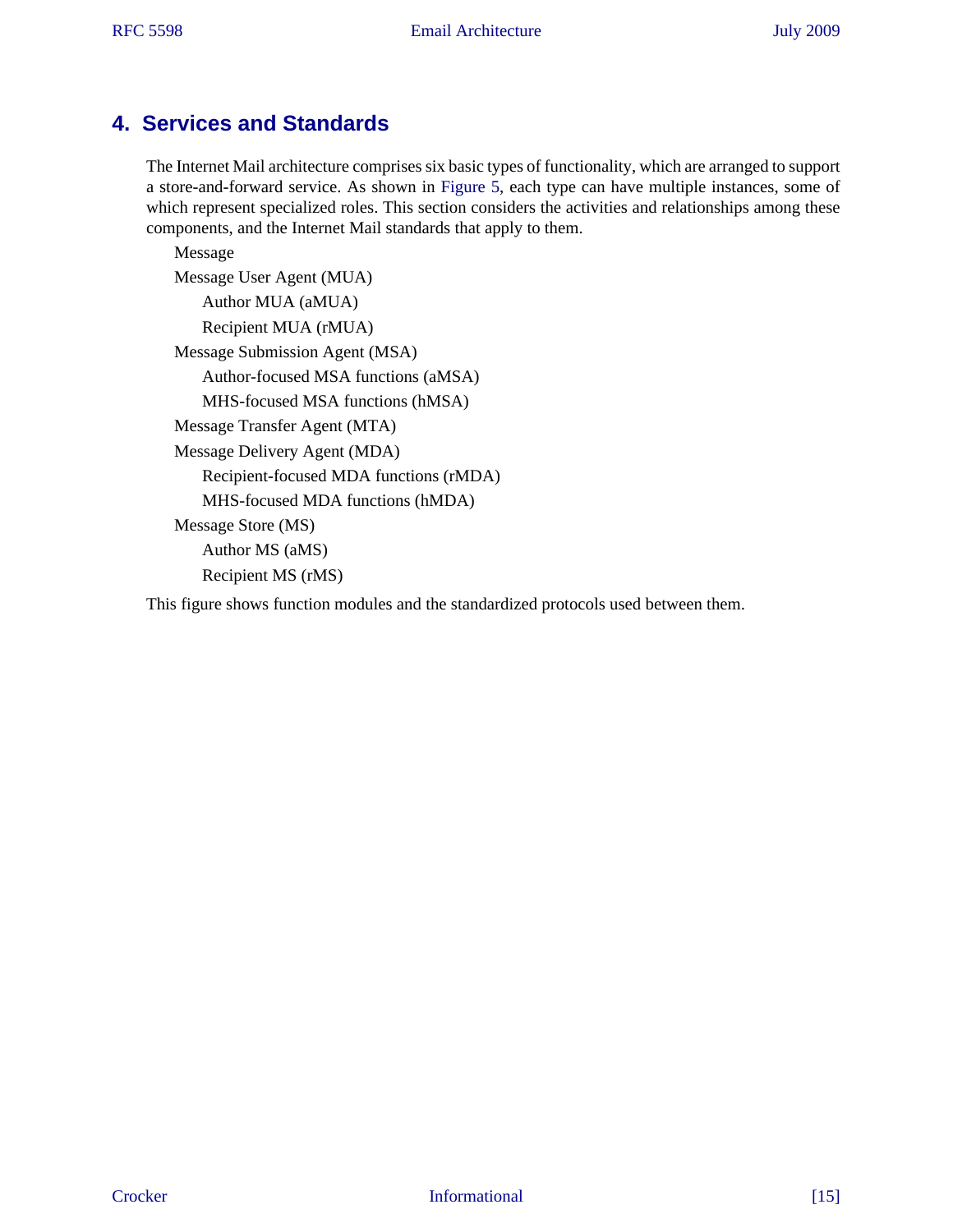## 4. Services and Standards

The Internet Mail architecture comprises six basic types of functionality, which are arranged to support a store-and-forward service. As shown in Figure 5, each type can have multiple instances, some of which represent specialized roles. This section considers the activities and relationships among these components, and the Internet Mail standards that apply to them.

- Message
- Message User Agent (MUA)
  - Author MUA (aMUA)
  - Recipient MUA (rMUA)
- Message Submission Agent (MSA)
  - Author-focused MSA functions (aMSA)
  - MHS-focused MSA functions (hMSA)
- Message Transfer Agent (MTA)
- Message Delivery Agent (MDA)
  - Recipient-focused MDA functions (rMDA)
  - MHS-focused MDA functions (hMDA)
- Message Store (MS)
  - Author MS (aMS)
  - Recipient MS (rMS)

This figure shows function modules and the standardized protocols used between them.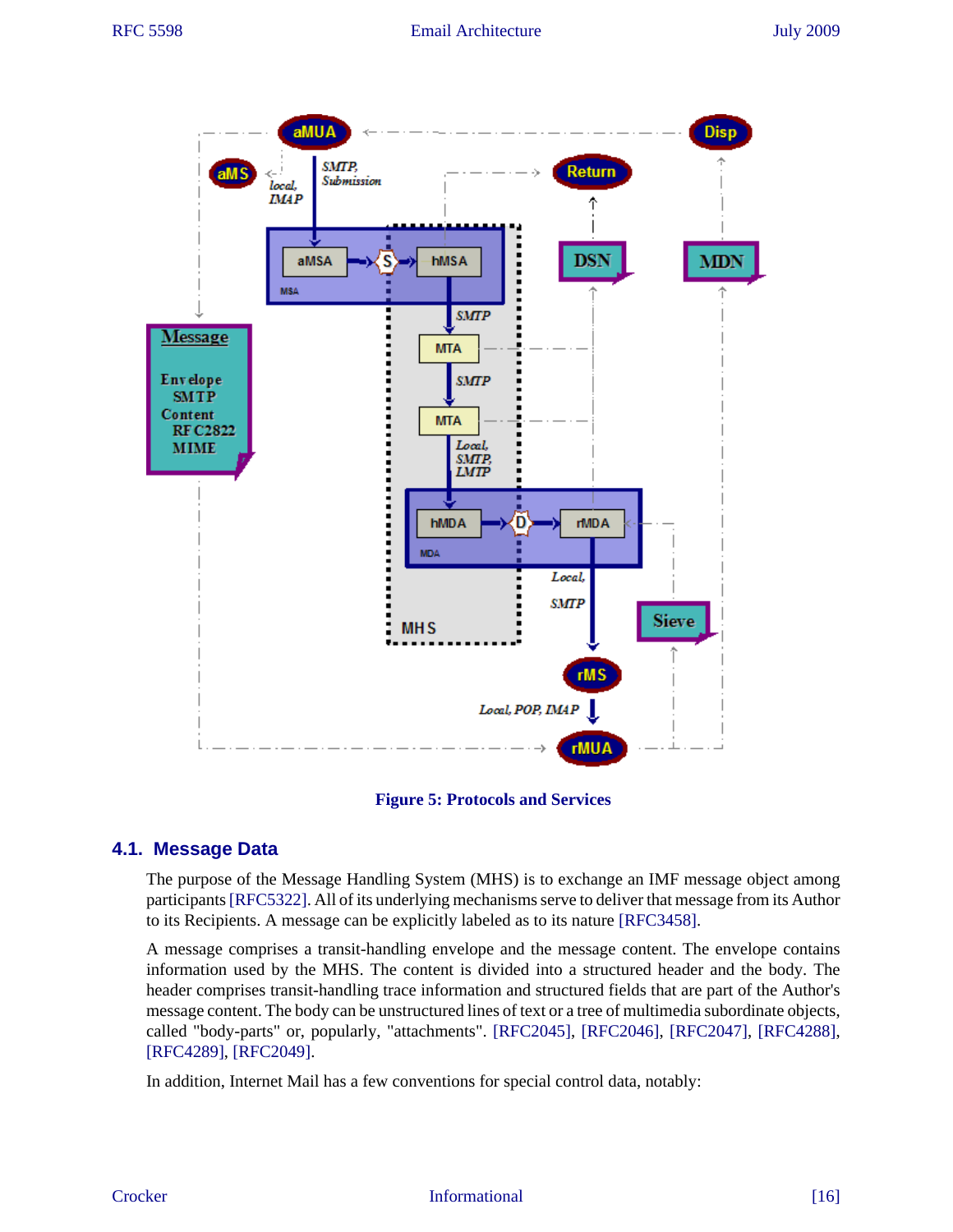Figure 5: Protocols and Services

## 4.1. Message Data

The purpose of the Message Handling System (MHS) is to exchange an IMF message object among participants [RFC5322]. All of its underlying mechanisms serve to deliver that message from its Author to its Recipients. A message can be explicitly labeled as to its nature [RFC3458].

A message comprises a transit-handling envelope and the message content. The envelope contains information used by the MHS. The content is divided into a structured header and the body. The header comprises transit-handling trace information and structured fields that are part of the Author's message content. The body can be unstructured lines of text or a tree of multimedia subordinate objects, called "body-parts" or, popularly, "attachments". [RFC2045], [RFC2046], [RFC2047], [RFC4288], [RFC4289], [RFC2049].

In addition, Internet Mail has a few conventions for special control data, notably: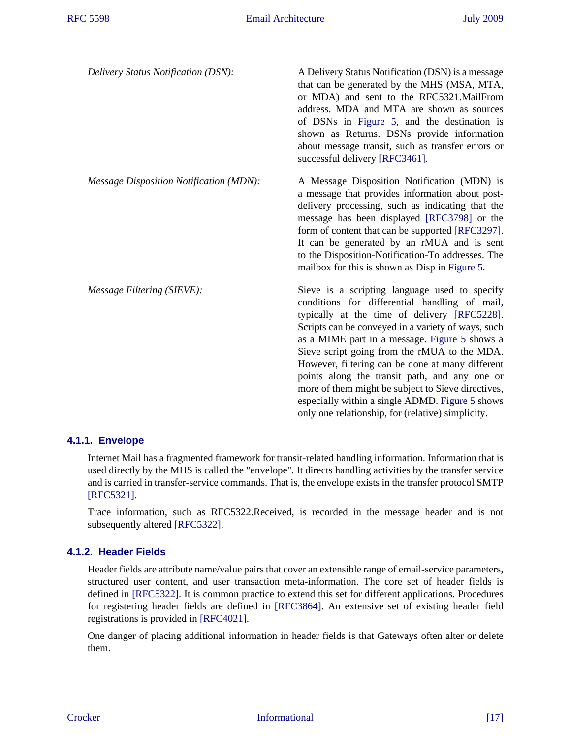*Delivery Status Notification (DSN):*
: A Delivery Status Notification (DSN) is a message that can be generated by the MHS (MSA, MTA, or MDA) and sent to the RFC5321.MailFrom address. MDA and MTA are shown as sources of DSNs in Figure 5, and the destination is shown as Returns. DSNs provide information about message transit, such as transfer errors or successful delivery [RFC3461].

*Message Disposition Notification (MDN):*
: A Message Disposition Notification (MDN) is a message that provides information about post-delivery processing, such as indicating that the message has been displayed [RFC3798] or the form of content that can be supported [RFC3297]. It can be generated by an rMUA and is sent to the Disposition-Notification-To addresses. The mailbox for this is shown as Disp in Figure 5.

*Message Filtering (SIEVE):*
: Sieve is a scripting language used to specify conditions for differential handling of mail, typically at the time of delivery [RFC5228]. Scripts can be conveyed in a variety of ways, such as a MIME part in a message. Figure 5 shows a Sieve script going from the rMUA to the MDA. However, filtering can be done at many different points along the transit path, and any one or more of them might be subject to Sieve directives, especially within a single ADMD. Figure 5 shows only one relationship, for (relative) simplicity.

#### 4.1.1. Envelope

Internet Mail has a fragmented framework for transit-related handling information. Information that is used directly by the MHS is called the "envelope". It directs handling activities by the transfer service and is carried in transfer-service commands. That is, the envelope exists in the transfer protocol SMTP [RFC5321].

Trace information, such as RFC5322.Received, is recorded in the message header and is not subsequently altered [RFC5322].

#### 4.1.2. Header Fields

Header fields are attribute name/value pairs that cover an extensible range of email-service parameters, structured user content, and user transaction meta-information. The core set of header fields is defined in [RFC5322]. It is common practice to extend this set for different applications. Procedures for registering header fields are defined in [RFC3864]. An extensive set of existing header field registrations is provided in [RFC4021].

One danger of placing additional information in header fields is that Gateways often alter or delete them.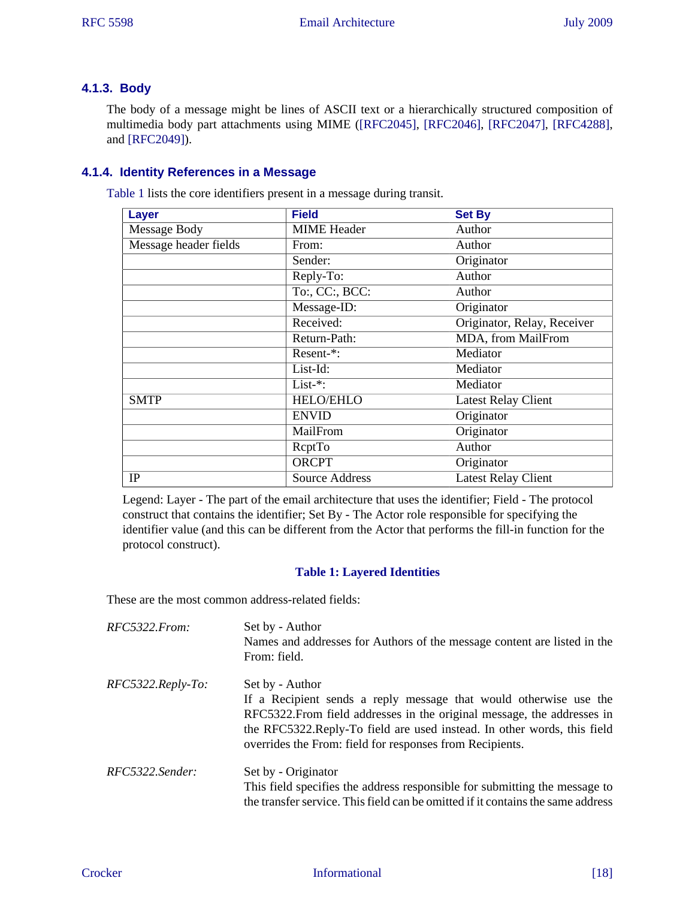#### 4.1.3. Body

The body of a message might be lines of ASCII text or a hierarchically structured composition of multimedia body part attachments using MIME ([RFC2045], [RFC2046], [RFC2047], [RFC4288], and [RFC2049]).

#### 4.1.4. Identity References in a Message

Table 1 lists the core identifiers present in a message during transit.

| Layer | Field | Set By |
|---|---|---|
| Message Body | MIME Header | Author |
| Message header fields | From: | Author |
| | Sender: | Originator |
| | Reply-To: | Author |
| | To:, CC:, BCC: | Author |
| | Message-ID: | Originator |
| | Received: | Originator, Relay, Receiver |
| | Return-Path: | MDA, from MailFrom |
| | Resent-*: | Mediator |
| | List-Id: | Mediator |
| | List-*: | Mediator |
| SMTP | HELO/EHLO | Latest Relay Client |
| | ENVID | Originator |
| | MailFrom | Originator |
| | RcptTo | Author |
| | ORCPT | Originator |
| IP | Source Address | Latest Relay Client |

Legend: Layer - The part of the email architecture that uses the identifier; Field - The protocol construct that contains the identifier; Set By - The Actor role responsible for specifying the identifier value (and this can be different from the Actor that performs the fill-in function for the protocol construct).

**Table 1: Layered Identities**

These are the most common address-related fields:

*RFC5322.From:*
: Set by - Author
  Names and addresses for Authors of the message content are listed in the From: field.

*RFC5322.Reply-To:*
: Set by - Author
  If a Recipient sends a reply message that would otherwise use the RFC5322.From field addresses in the original message, the addresses in the RFC5322.Reply-To field are used instead. In other words, this field overrides the From: field for responses from Recipients.

*RFC5322.Sender:*
: Set by - Originator
  This field specifies the address responsible for submitting the message to the transfer service. This field can be omitted if it contains the same address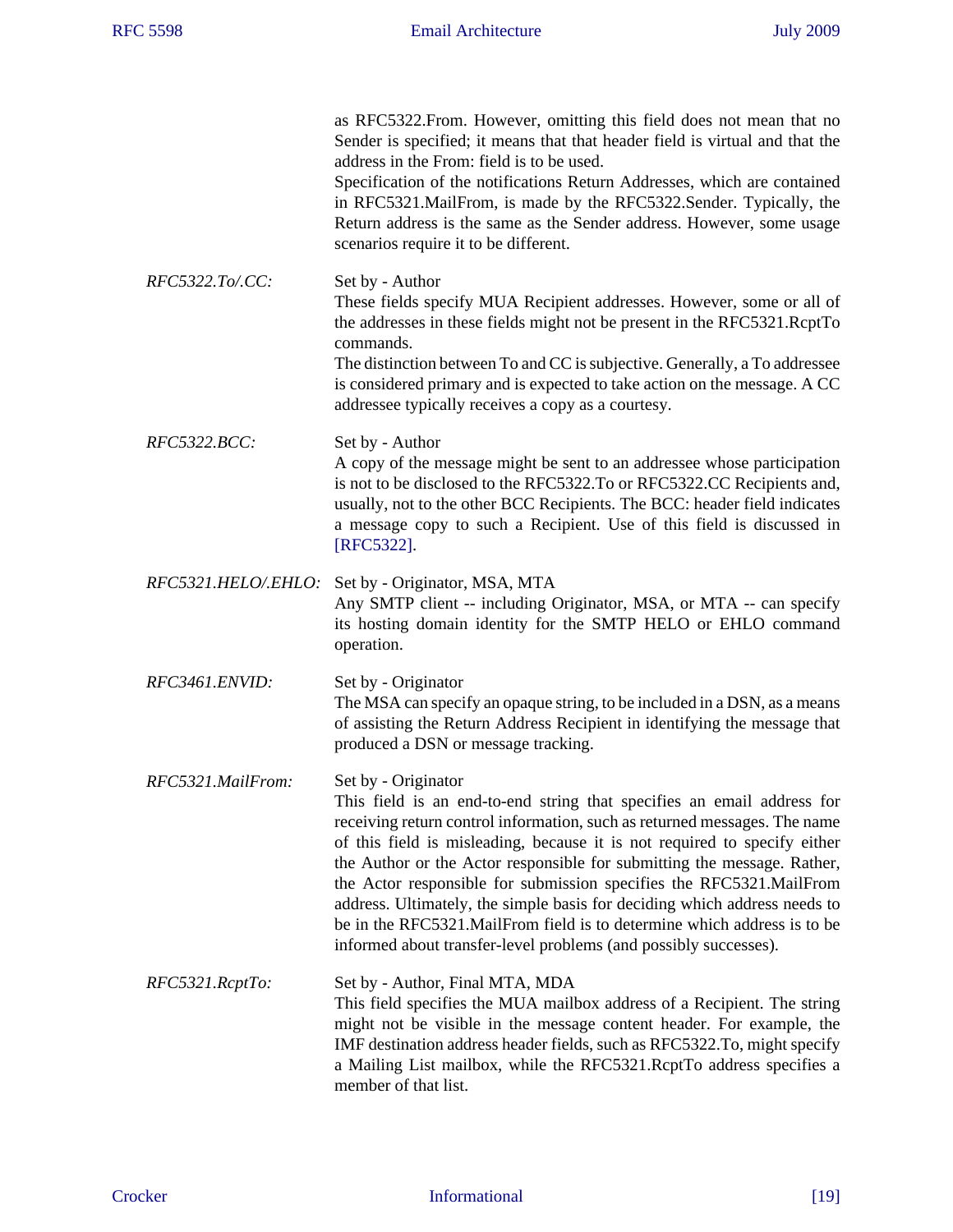as RFC5322.From. However, omitting this field does not mean that no Sender is specified; it means that that header field is virtual and that the address in the From: field is to be used.
Specification of the notifications Return Addresses, which are contained in RFC5321.MailFrom, is made by the RFC5322.Sender. Typically, the Return address is the same as the Sender address. However, some usage scenarios require it to be different.

*RFC5322.To/.CC:*
: Set by - Author
These fields specify MUA Recipient addresses. However, some or all of the addresses in these fields might not be present in the RFC5321.RcptTo commands.
The distinction between To and CC is subjective. Generally, a To addressee is considered primary and is expected to take action on the message. A CC addressee typically receives a copy as a courtesy.

*RFC5322.BCC:*
: Set by - Author
A copy of the message might be sent to an addressee whose participation is not to be disclosed to the RFC5322.To or RFC5322.CC Recipients and, usually, not to the other BCC Recipients. The BCC: header field indicates a message copy to such a Recipient. Use of this field is discussed in [RFC5322].

*RFC5321.HELO/.EHLO:*
: Set by - Originator, MSA, MTA
Any SMTP client -- including Originator, MSA, or MTA -- can specify its hosting domain identity for the SMTP HELO or EHLO command operation.

*RFC3461.ENVID:*
: Set by - Originator
The MSA can specify an opaque string, to be included in a DSN, as a means of assisting the Return Address Recipient in identifying the message that produced a DSN or message tracking.

*RFC5321.MailFrom:*
: Set by - Originator
This field is an end-to-end string that specifies an email address for receiving return control information, such as returned messages. The name of this field is misleading, because it is not required to specify either the Author or the Actor responsible for submitting the message. Rather, the Actor responsible for submission specifies the RFC5321.MailFrom address. Ultimately, the simple basis for deciding which address needs to be in the RFC5321.MailFrom field is to determine which address is to be informed about transfer-level problems (and possibly successes).

*RFC5321.RcptTo:*
: Set by - Author, Final MTA, MDA
This field specifies the MUA mailbox address of a Recipient. The string might not be visible in the message content header. For example, the IMF destination address header fields, such as RFC5322.To, might specify a Mailing List mailbox, while the RFC5321.RcptTo address specifies a member of that list.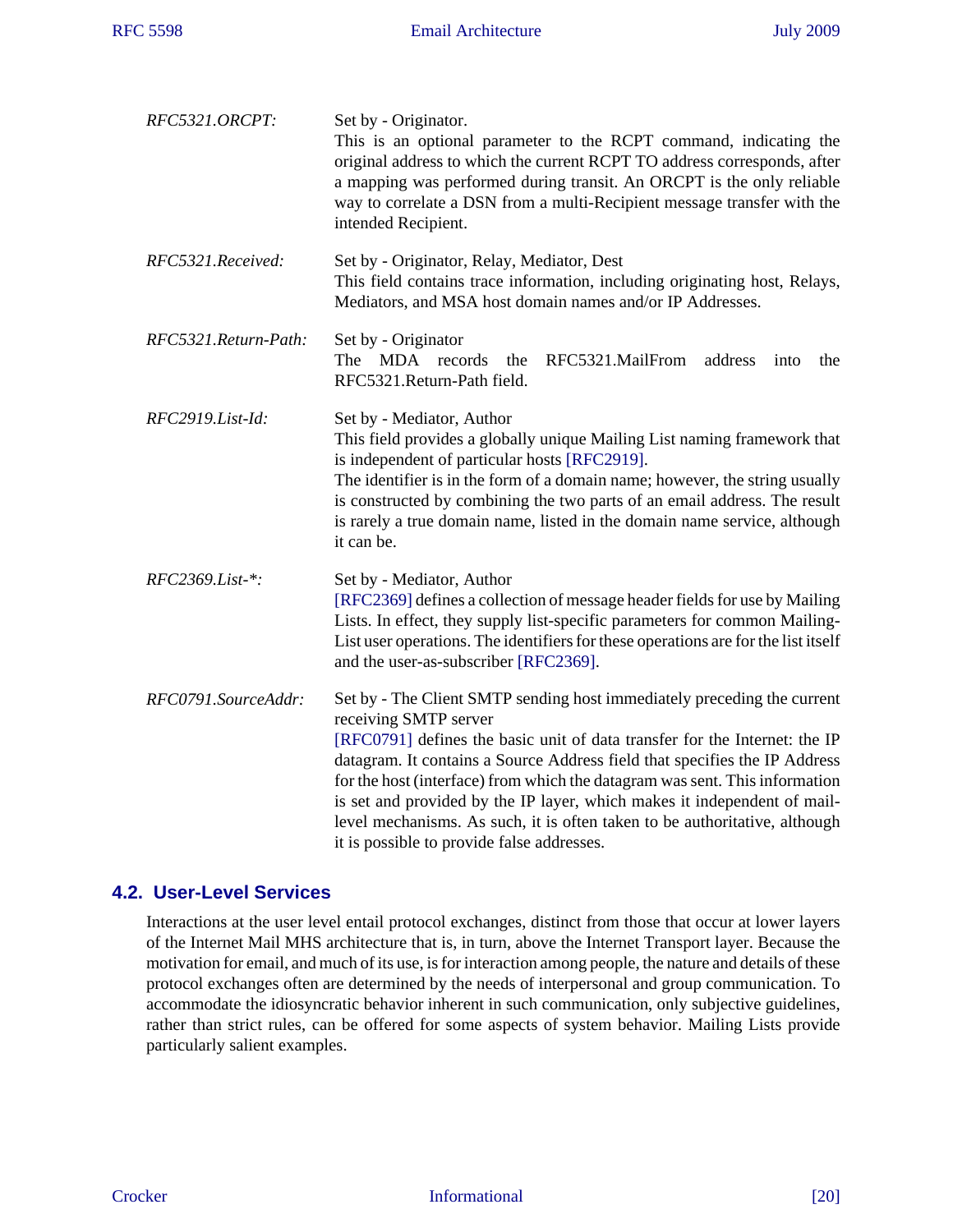*RFC5321.ORCPT:*
Set by - Originator.
This is an optional parameter to the RCPT command, indicating the original address to which the current RCPT TO address corresponds, after a mapping was performed during transit. An ORCPT is the only reliable way to correlate a DSN from a multi-Recipient message transfer with the intended Recipient.

*RFC5321.Received:*
Set by - Originator, Relay, Mediator, Dest
This field contains trace information, including originating host, Relays, Mediators, and MSA host domain names and/or IP Addresses.

*RFC5321.Return-Path:*
Set by - Originator
The MDA records the RFC5321.MailFrom address into the RFC5321.Return-Path field.

*RFC2919.List-Id:*
Set by - Mediator, Author
This field provides a globally unique Mailing List naming framework that is independent of particular hosts [RFC2919].
The identifier is in the form of a domain name; however, the string usually is constructed by combining the two parts of an email address. The result is rarely a true domain name, listed in the domain name service, although it can be.

*RFC2369.List-*:*
Set by - Mediator, Author
[RFC2369] defines a collection of message header fields for use by Mailing Lists. In effect, they supply list-specific parameters for common Mailing-List user operations. The identifiers for these operations are for the list itself and the user-as-subscriber [RFC2369].

*RFC0791.SourceAddr:*
Set by - The Client SMTP sending host immediately preceding the current receiving SMTP server
[RFC0791] defines the basic unit of data transfer for the Internet: the IP datagram. It contains a Source Address field that specifies the IP Address for the host (interface) from which the datagram was sent. This information is set and provided by the IP layer, which makes it independent of mail-level mechanisms. As such, it is often taken to be authoritative, although it is possible to provide false addresses.

## 4.2. User-Level Services

Interactions at the user level entail protocol exchanges, distinct from those that occur at lower layers of the Internet Mail MHS architecture that is, in turn, above the Internet Transport layer. Because the motivation for email, and much of its use, is for interaction among people, the nature and details of these protocol exchanges often are determined by the needs of interpersonal and group communication. To accommodate the idiosyncratic behavior inherent in such communication, only subjective guidelines, rather than strict rules, can be offered for some aspects of system behavior. Mailing Lists provide particularly salient examples.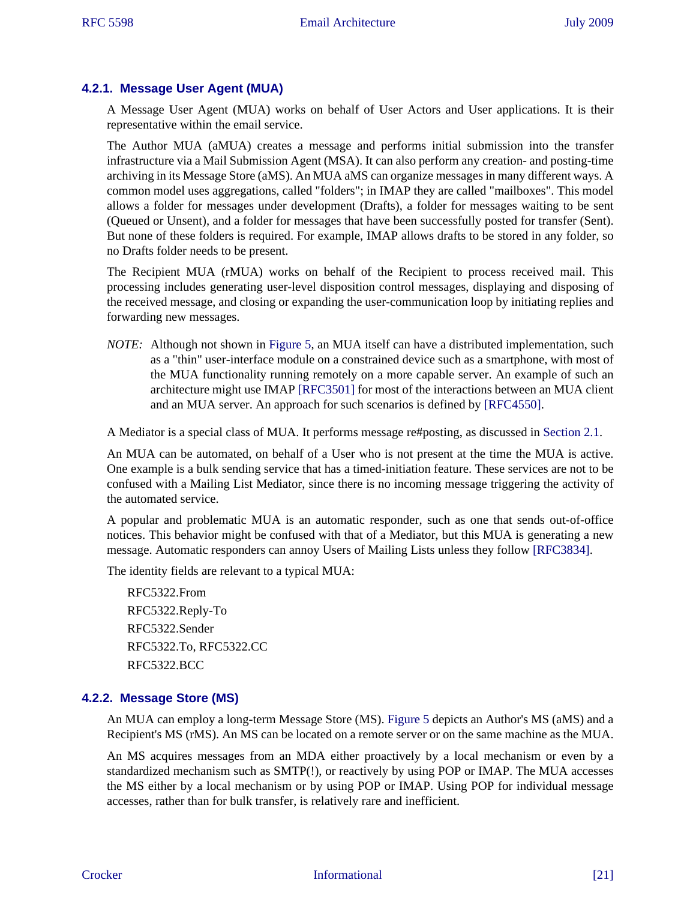### 4.2.1. Message User Agent (MUA)

A Message User Agent (MUA) works on behalf of User Actors and User applications. It is their representative within the email service.

The Author MUA (aMUA) creates a message and performs initial submission into the transfer infrastructure via a Mail Submission Agent (MSA). It can also perform any creation- and posting-time archiving in its Message Store (aMS). An MUA aMS can organize messages in many different ways. A common model uses aggregations, called "folders"; in IMAP they are called "mailboxes". This model allows a folder for messages under development (Drafts), a folder for messages waiting to be sent (Queued or Unsent), and a folder for messages that have been successfully posted for transfer (Sent). But none of these folders is required. For example, IMAP allows drafts to be stored in any folder, so no Drafts folder needs to be present.

The Recipient MUA (rMUA) works on behalf of the Recipient to process received mail. This processing includes generating user-level disposition control messages, displaying and disposing of the received message, and closing or expanding the user-communication loop by initiating replies and forwarding new messages.

*NOTE:* Although not shown in Figure 5, an MUA itself can have a distributed implementation, such as a "thin" user-interface module on a constrained device such as a smartphone, with most of the MUA functionality running remotely on a more capable server. An example of such an architecture might use IMAP [RFC3501] for most of the interactions between an MUA client and an MUA server. An approach for such scenarios is defined by [RFC4550].

A Mediator is a special class of MUA. It performs message re#posting, as discussed in Section 2.1.

An MUA can be automated, on behalf of a User who is not present at the time the MUA is active. One example is a bulk sending service that has a timed-initiation feature. These services are not to be confused with a Mailing List Mediator, since there is no incoming message triggering the activity of the automated service.

A popular and problematic MUA is an automatic responder, such as one that sends out-of-office notices. This behavior might be confused with that of a Mediator, but this MUA is generating a new message. Automatic responders can annoy Users of Mailing Lists unless they follow [RFC3834].

The identity fields are relevant to a typical MUA:

RFC5322.From

RFC5322.Reply-To

RFC5322.Sender

RFC5322.To, RFC5322.CC

RFC5322.BCC

### 4.2.2. Message Store (MS)

An MUA can employ a long-term Message Store (MS). Figure 5 depicts an Author's MS (aMS) and a Recipient's MS (rMS). An MS can be located on a remote server or on the same machine as the MUA.

An MS acquires messages from an MDA either proactively by a local mechanism or even by a standardized mechanism such as SMTP(!), or reactively by using POP or IMAP. The MUA accesses the MS either by a local mechanism or by using POP or IMAP. Using POP for individual message accesses, rather than for bulk transfer, is relatively rare and inefficient.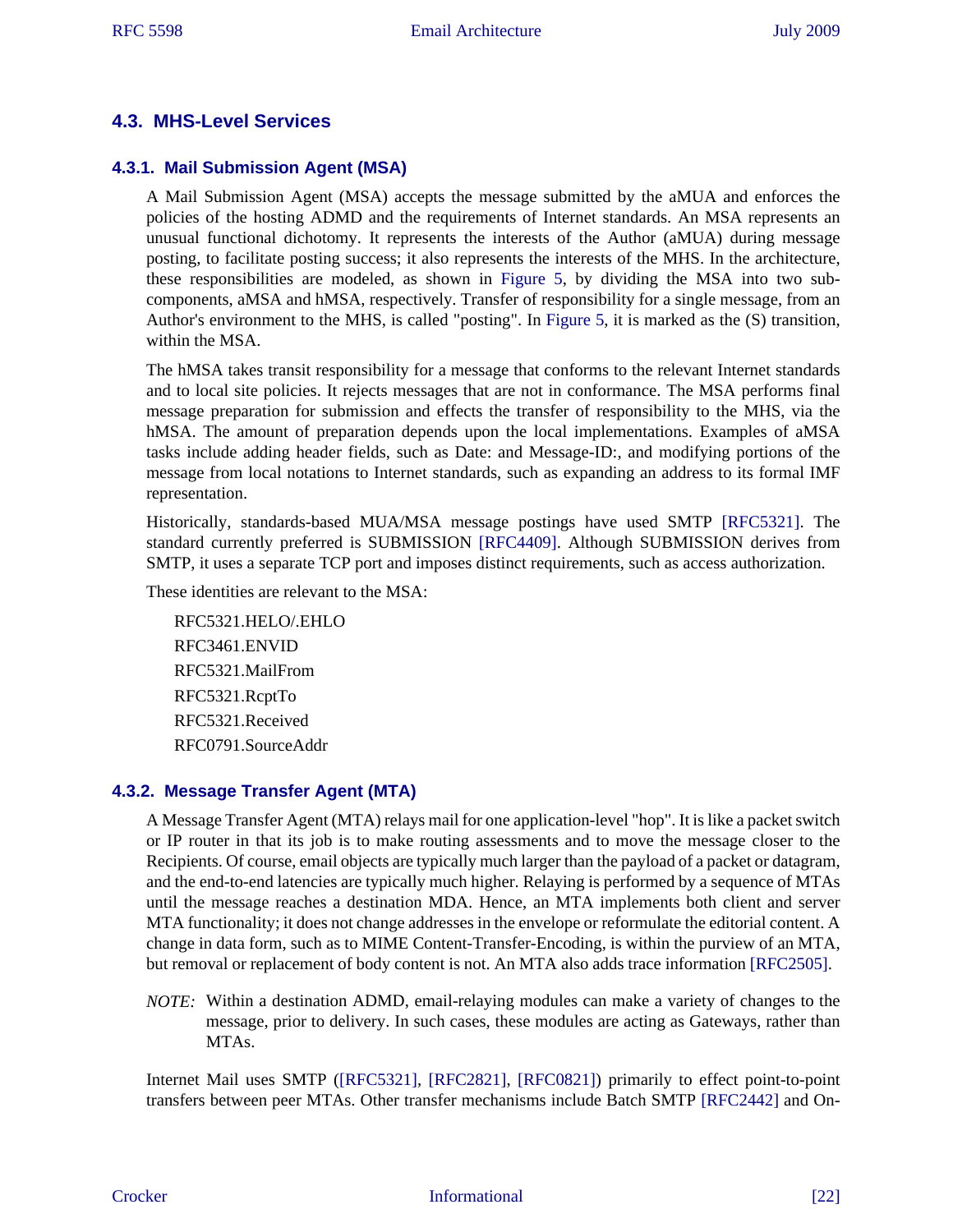## 4.3. MHS-Level Services

### 4.3.1. Mail Submission Agent (MSA)

A Mail Submission Agent (MSA) accepts the message submitted by the aMUA and enforces the policies of the hosting ADMD and the requirements of Internet standards. An MSA represents an unusual functional dichotomy. It represents the interests of the Author (aMUA) during message posting, to facilitate posting success; it also represents the interests of the MHS. In the architecture, these responsibilities are modeled, as shown in Figure 5, by dividing the MSA into two sub-components, aMSA and hMSA, respectively. Transfer of responsibility for a single message, from an Author's environment to the MHS, is called "posting". In Figure 5, it is marked as the (S) transition, within the MSA.

The hMSA takes transit responsibility for a message that conforms to the relevant Internet standards and to local site policies. It rejects messages that are not in conformance. The MSA performs final message preparation for submission and effects the transfer of responsibility to the MHS, via the hMSA. The amount of preparation depends upon the local implementations. Examples of aMSA tasks include adding header fields, such as Date: and Message-ID:, and modifying portions of the message from local notations to Internet standards, such as expanding an address to its formal IMF representation.

Historically, standards-based MUA/MSA message postings have used SMTP [RFC5321]. The standard currently preferred is SUBMISSION [RFC4409]. Although SUBMISSION derives from SMTP, it uses a separate TCP port and imposes distinct requirements, such as access authorization.

These identities are relevant to the MSA:

RFC5321.HELO/.EHLO
RFC3461.ENVID
RFC5321.MailFrom
RFC5321.RcptTo
RFC5321.Received
RFC0791.SourceAddr

### 4.3.2. Message Transfer Agent (MTA)

A Message Transfer Agent (MTA) relays mail for one application-level "hop". It is like a packet switch or IP router in that its job is to make routing assessments and to move the message closer to the Recipients. Of course, email objects are typically much larger than the payload of a packet or datagram, and the end-to-end latencies are typically much higher. Relaying is performed by a sequence of MTAs until the message reaches a destination MDA. Hence, an MTA implements both client and server MTA functionality; it does not change addresses in the envelope or reformulate the editorial content. A change in data form, such as to MIME Content-Transfer-Encoding, is within the purview of an MTA, but removal or replacement of body content is not. An MTA also adds trace information [RFC2505].

*NOTE:* Within a destination ADMD, email-relaying modules can make a variety of changes to the message, prior to delivery. In such cases, these modules are acting as Gateways, rather than MTAs.

Internet Mail uses SMTP ([RFC5321], [RFC2821], [RFC0821]) primarily to effect point-to-point transfers between peer MTAs. Other transfer mechanisms include Batch SMTP [RFC2442] and On-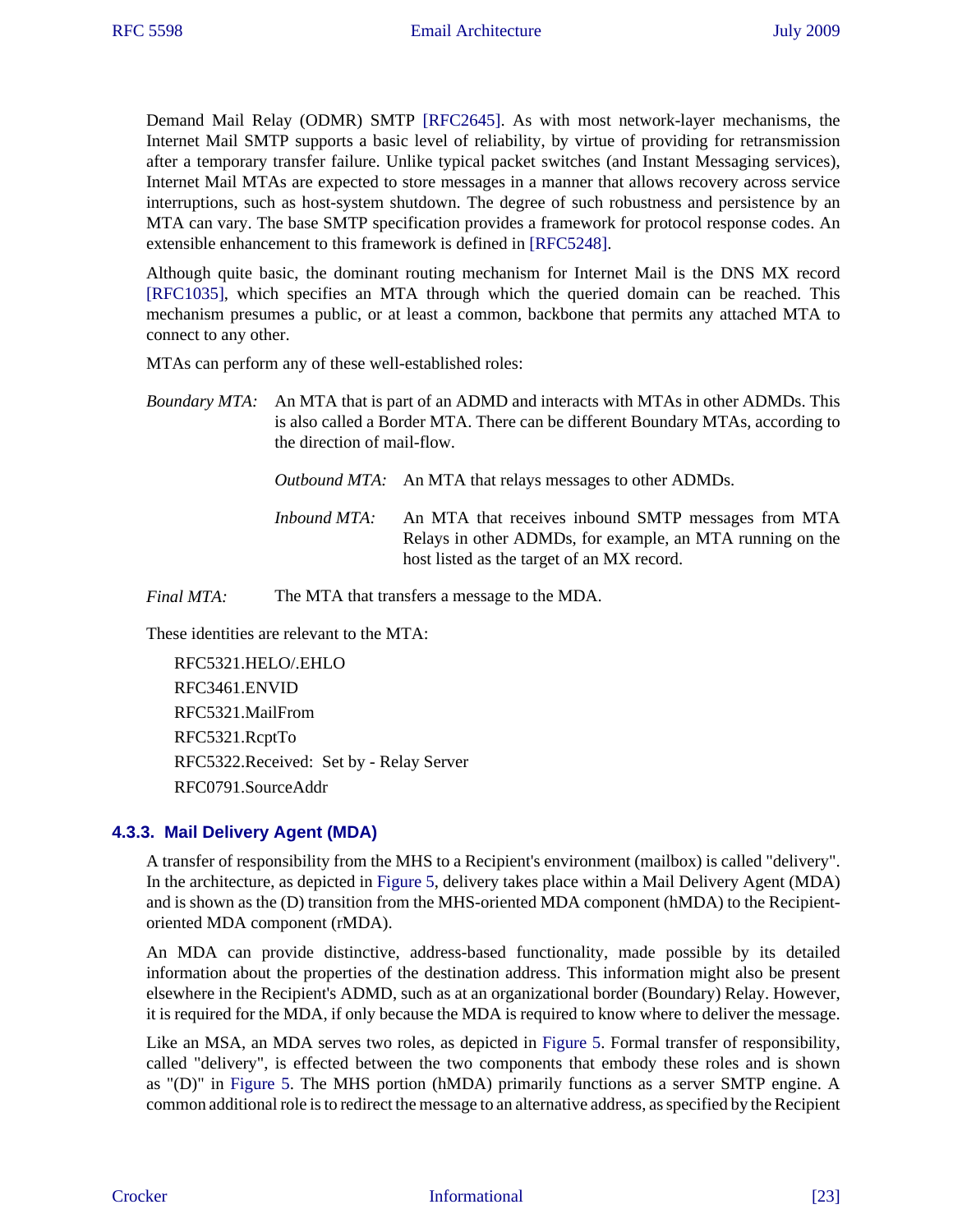Demand Mail Relay (ODMR) SMTP [RFC2645]. As with most network-layer mechanisms, the Internet Mail SMTP supports a basic level of reliability, by virtue of providing for retransmission after a temporary transfer failure. Unlike typical packet switches (and Instant Messaging services), Internet Mail MTAs are expected to store messages in a manner that allows recovery across service interruptions, such as host-system shutdown. The degree of such robustness and persistence by an MTA can vary. The base SMTP specification provides a framework for protocol response codes. An extensible enhancement to this framework is defined in [RFC5248].

Although quite basic, the dominant routing mechanism for Internet Mail is the DNS MX record [RFC1035], which specifies an MTA through which the queried domain can be reached. This mechanism presumes a public, or at least a common, backbone that permits any attached MTA to connect to any other.

MTAs can perform any of these well-established roles:

*Boundary MTA:* An MTA that is part of an ADMD and interacts with MTAs in other ADMDs. This is also called a Border MTA. There can be different Boundary MTAs, according to the direction of mail-flow.

- *Outbound MTA:* An MTA that relays messages to other ADMDs.
- *Inbound MTA:* An MTA that receives inbound SMTP messages from MTA Relays in other ADMDs, for example, an MTA running on the host listed as the target of an MX record.

*Final MTA:* The MTA that transfers a message to the MDA.

These identities are relevant to the MTA:

RFC5321.HELO/.EHLO

RFC3461.ENVID

RFC5321.MailFrom

RFC5321.RcptTo

RFC5322.Received: Set by - Relay Server

RFC0791.SourceAddr

### 4.3.3. Mail Delivery Agent (MDA)

A transfer of responsibility from the MHS to a Recipient's environment (mailbox) is called "delivery". In the architecture, as depicted in Figure 5, delivery takes place within a Mail Delivery Agent (MDA) and is shown as the (D) transition from the MHS-oriented MDA component (hMDA) to the Recipient-oriented MDA component (rMDA).

An MDA can provide distinctive, address-based functionality, made possible by its detailed information about the properties of the destination address. This information might also be present elsewhere in the Recipient's ADMD, such as at an organizational border (Boundary) Relay. However, it is required for the MDA, if only because the MDA is required to know where to deliver the message.

Like an MSA, an MDA serves two roles, as depicted in Figure 5. Formal transfer of responsibility, called "delivery", is effected between the two components that embody these roles and is shown as "(D)" in Figure 5. The MHS portion (hMDA) primarily functions as a server SMTP engine. A common additional role is to redirect the message to an alternative address, as specified by the Recipient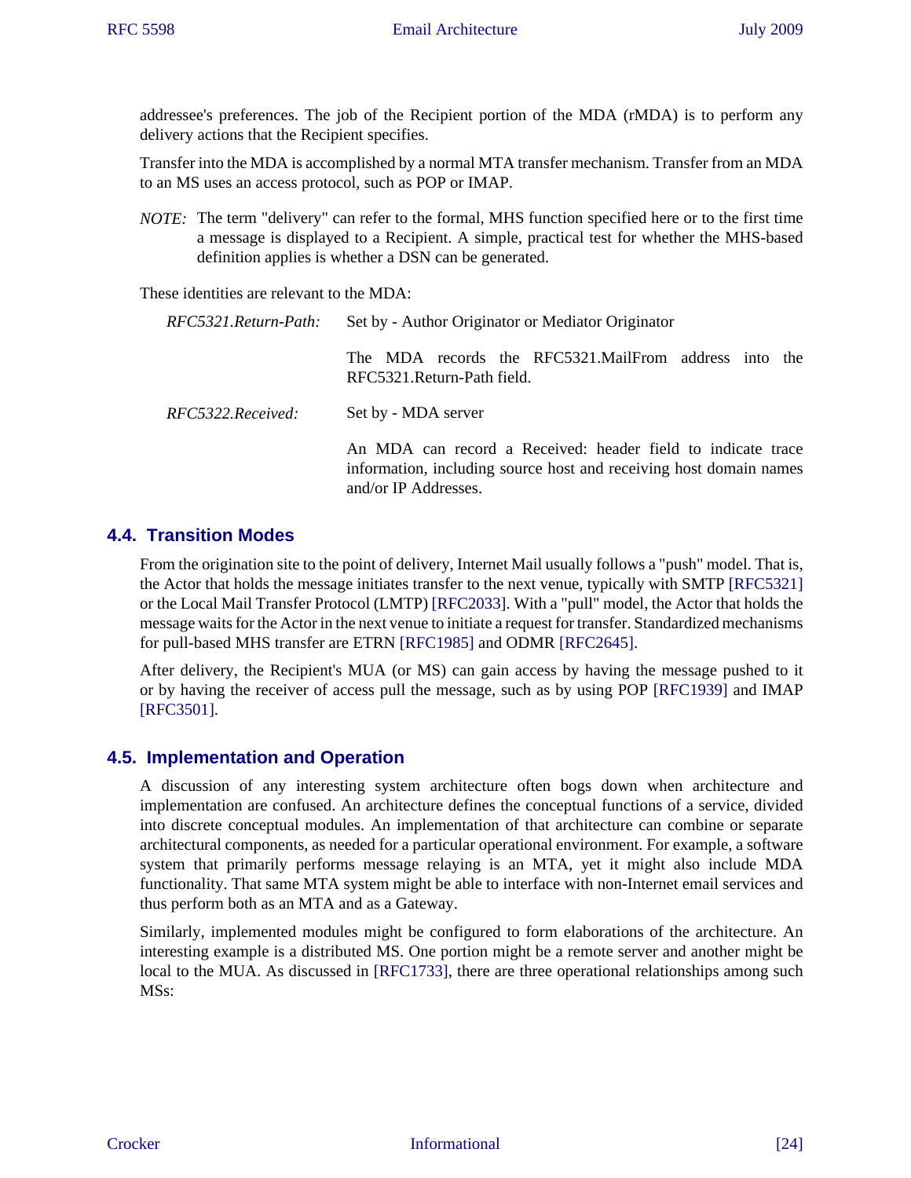addressee's preferences. The job of the Recipient portion of the MDA (rMDA) is to perform any delivery actions that the Recipient specifies.

Transfer into the MDA is accomplished by a normal MTA transfer mechanism. Transfer from an MDA to an MS uses an access protocol, such as POP or IMAP.

*NOTE:* The term "delivery" can refer to the formal, MHS function specified here or to the first time a message is displayed to a Recipient. A simple, practical test for whether the MHS-based definition applies is whether a DSN can be generated.

These identities are relevant to the MDA:

*RFC5321.Return-Path:* Set by - Author Originator or Mediator Originator

The MDA records the RFC5321.MailFrom address into the RFC5321.Return-Path field.

*RFC5322.Received:* Set by - MDA server

An MDA can record a Received: header field to indicate trace information, including source host and receiving host domain names and/or IP Addresses.

## 4.4. Transition Modes

From the origination site to the point of delivery, Internet Mail usually follows a "push" model. That is, the Actor that holds the message initiates transfer to the next venue, typically with SMTP [RFC5321] or the Local Mail Transfer Protocol (LMTP) [RFC2033]. With a "pull" model, the Actor that holds the message waits for the Actor in the next venue to initiate a request for transfer. Standardized mechanisms for pull-based MHS transfer are ETRN [RFC1985] and ODMR [RFC2645].

After delivery, the Recipient's MUA (or MS) can gain access by having the message pushed to it or by having the receiver of access pull the message, such as by using POP [RFC1939] and IMAP [RFC3501].

## 4.5. Implementation and Operation

A discussion of any interesting system architecture often bogs down when architecture and implementation are confused. An architecture defines the conceptual functions of a service, divided into discrete conceptual modules. An implementation of that architecture can combine or separate architectural components, as needed for a particular operational environment. For example, a software system that primarily performs message relaying is an MTA, yet it might also include MDA functionality. That same MTA system might be able to interface with non-Internet email services and thus perform both as an MTA and as a Gateway.

Similarly, implemented modules might be configured to form elaborations of the architecture. An interesting example is a distributed MS. One portion might be a remote server and another might be local to the MUA. As discussed in [RFC1733], there are three operational relationships among such MSs: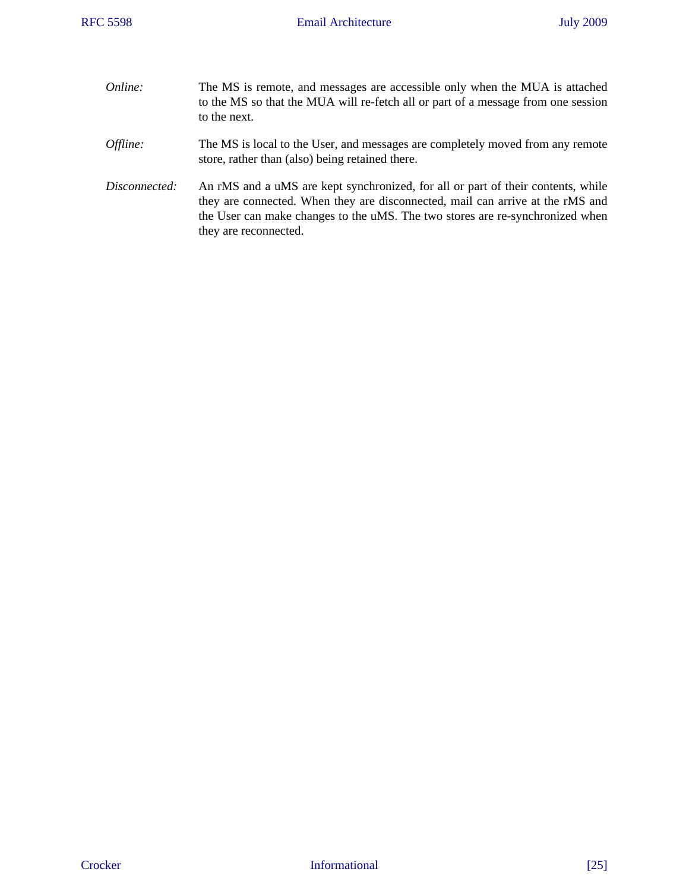*Online:* The MS is remote, and messages are accessible only when the MUA is attached to the MS so that the MUA will re-fetch all or part of a message from one session to the next.

*Offline:* The MS is local to the User, and messages are completely moved from any remote store, rather than (also) being retained there.

*Disconnected:* An rMS and a uMS are kept synchronized, for all or part of their contents, while they are connected. When they are disconnected, mail can arrive at the rMS and the User can make changes to the uMS. The two stores are re-synchronized when they are reconnected.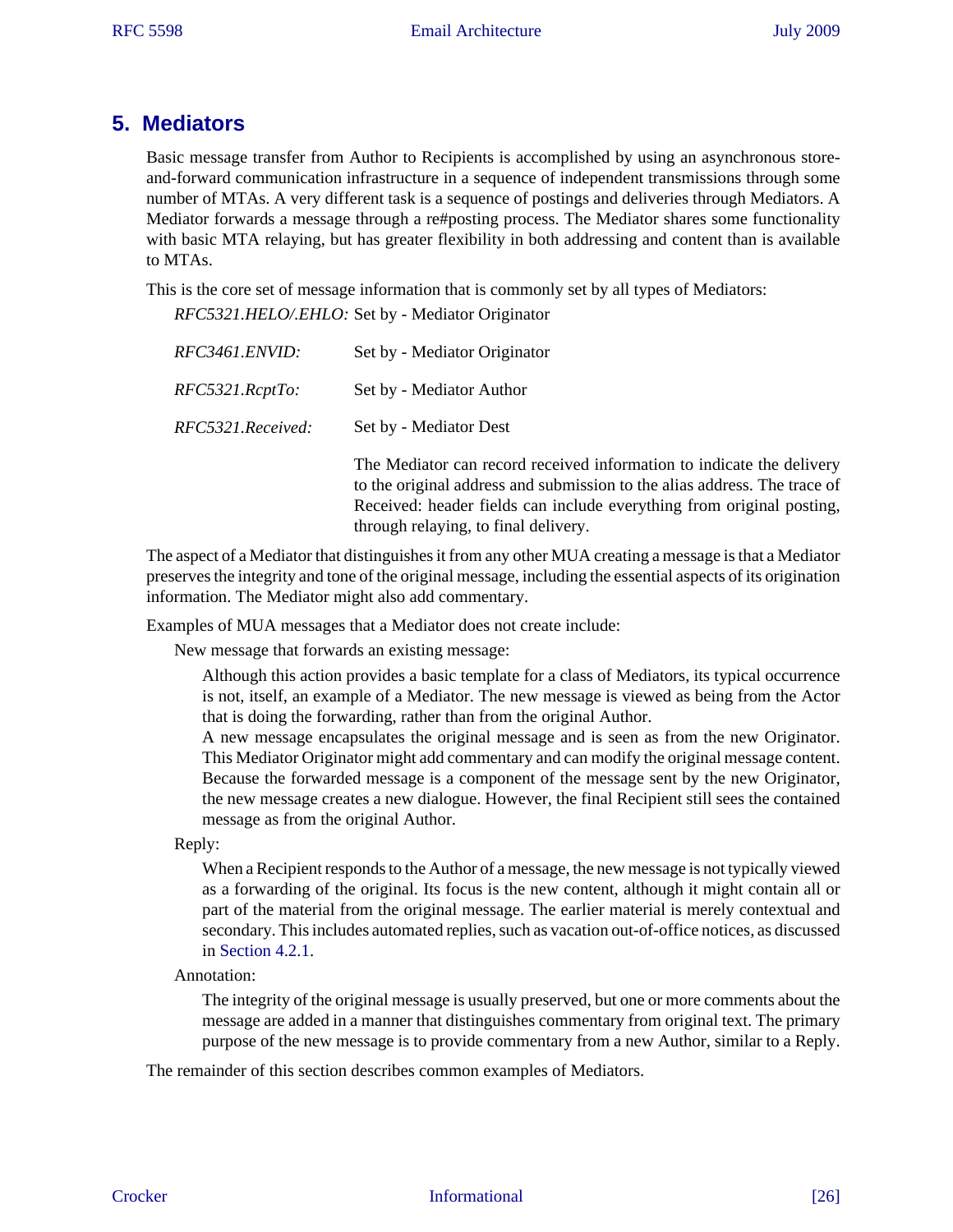## 5. Mediators

Basic message transfer from Author to Recipients is accomplished by using an asynchronous store-and-forward communication infrastructure in a sequence of independent transmissions through some number of MTAs. A very different task is a sequence of postings and deliveries through Mediators. A Mediator forwards a message through a re#posting process. The Mediator shares some functionality with basic MTA relaying, but has greater flexibility in both addressing and content than is available to MTAs.

This is the core set of message information that is commonly set by all types of Mediators:

*RFC5321.HELO/.EHLO:* Set by - Mediator Originator

*RFC3461.ENVID:* Set by - Mediator Originator

*RFC5321.RcptTo:* Set by - Mediator Author

*RFC5321.Received:* Set by - Mediator Dest

The Mediator can record received information to indicate the delivery to the original address and submission to the alias address. The trace of Received: header fields can include everything from original posting, through relaying, to final delivery.

The aspect of a Mediator that distinguishes it from any other MUA creating a message is that a Mediator preserves the integrity and tone of the original message, including the essential aspects of its origination information. The Mediator might also add commentary.

Examples of MUA messages that a Mediator does not create include:

New message that forwards an existing message:

Although this action provides a basic template for a class of Mediators, its typical occurrence is not, itself, an example of a Mediator. The new message is viewed as being from the Actor that is doing the forwarding, rather than from the original Author.
A new message encapsulates the original message and is seen as from the new Originator. This Mediator Originator might add commentary and can modify the original message content. Because the forwarded message is a component of the message sent by the new Originator, the new message creates a new dialogue. However, the final Recipient still sees the contained message as from the original Author.

Reply:

When a Recipient responds to the Author of a message, the new message is not typically viewed as a forwarding of the original. Its focus is the new content, although it might contain all or part of the material from the original message. The earlier material is merely contextual and secondary. This includes automated replies, such as vacation out-of-office notices, as discussed in Section 4.2.1.

Annotation:

The integrity of the original message is usually preserved, but one or more comments about the message are added in a manner that distinguishes commentary from original text. The primary purpose of the new message is to provide commentary from a new Author, similar to a Reply.

The remainder of this section describes common examples of Mediators.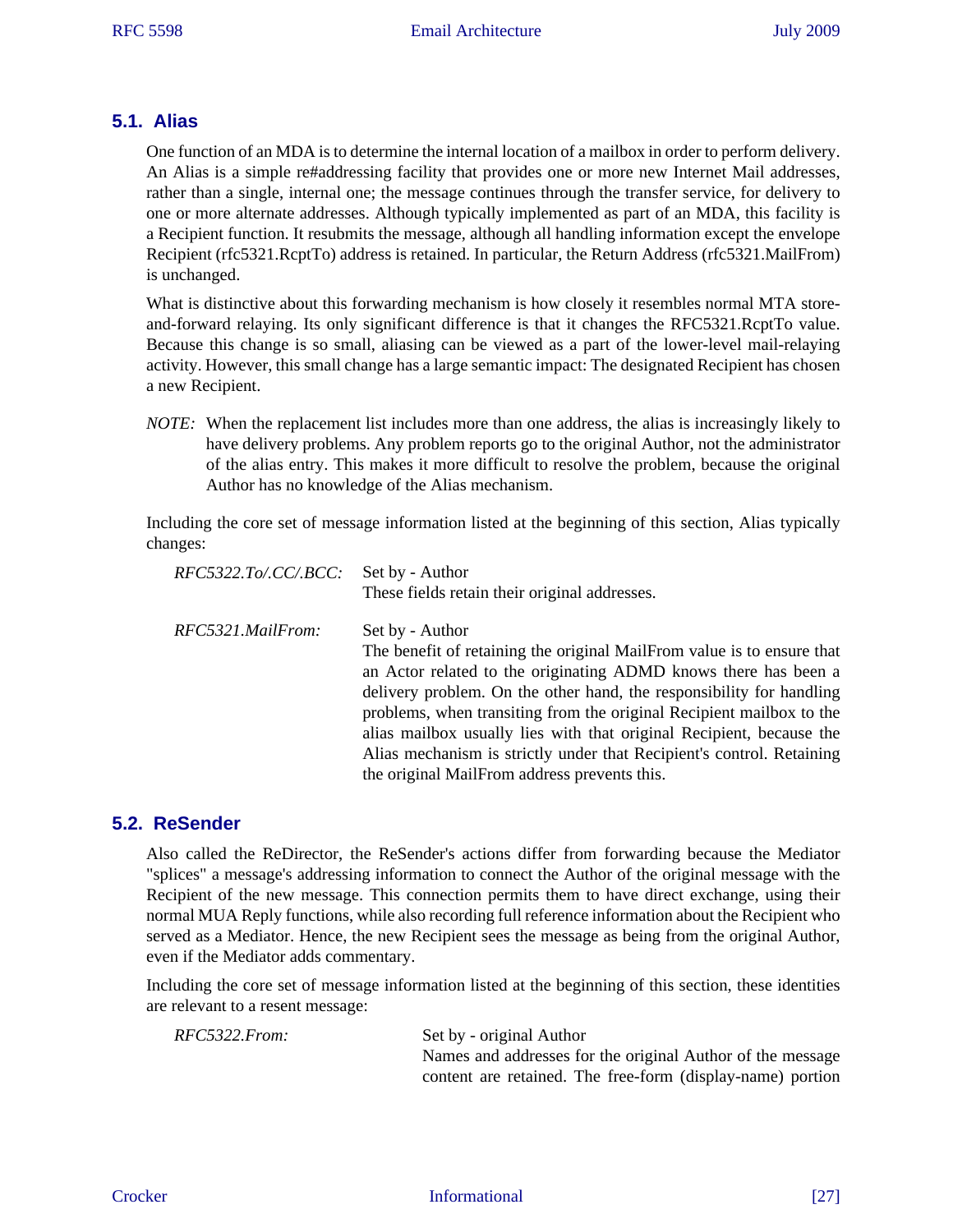## 5.1. Alias

One function of an MDA is to determine the internal location of a mailbox in order to perform delivery. An Alias is a simple re#addressing facility that provides one or more new Internet Mail addresses, rather than a single, internal one; the message continues through the transfer service, for delivery to one or more alternate addresses. Although typically implemented as part of an MDA, this facility is a Recipient function. It resubmits the message, although all handling information except the envelope Recipient (rfc5321.RcptTo) address is retained. In particular, the Return Address (rfc5321.MailFrom) is unchanged.

What is distinctive about this forwarding mechanism is how closely it resembles normal MTA store-and-forward relaying. Its only significant difference is that it changes the RFC5321.RcptTo value. Because this change is so small, aliasing can be viewed as a part of the lower-level mail-relaying activity. However, this small change has a large semantic impact: The designated Recipient has chosen a new Recipient.

*NOTE:* When the replacement list includes more than one address, the alias is increasingly likely to have delivery problems. Any problem reports go to the original Author, not the administrator of the alias entry. This makes it more difficult to resolve the problem, because the original Author has no knowledge of the Alias mechanism.

Including the core set of message information listed at the beginning of this section, Alias typically changes:

*RFC5322.To/.CC/.BCC:* Set by - Author
These fields retain their original addresses.

*RFC5321.MailFrom:* Set by - Author
The benefit of retaining the original MailFrom value is to ensure that an Actor related to the originating ADMD knows there has been a delivery problem. On the other hand, the responsibility for handling problems, when transiting from the original Recipient mailbox to the alias mailbox usually lies with that original Recipient, because the Alias mechanism is strictly under that Recipient's control. Retaining the original MailFrom address prevents this.

## 5.2. ReSender

Also called the ReDirector, the ReSender's actions differ from forwarding because the Mediator "splices" a message's addressing information to connect the Author of the original message with the Recipient of the new message. This connection permits them to have direct exchange, using their normal MUA Reply functions, while also recording full reference information about the Recipient who served as a Mediator. Hence, the new Recipient sees the message as being from the original Author, even if the Mediator adds commentary.

Including the core set of message information listed at the beginning of this section, these identities are relevant to a resent message:

*RFC5322.From:* Set by - original Author
Names and addresses for the original Author of the message content are retained. The free-form (display-name) portion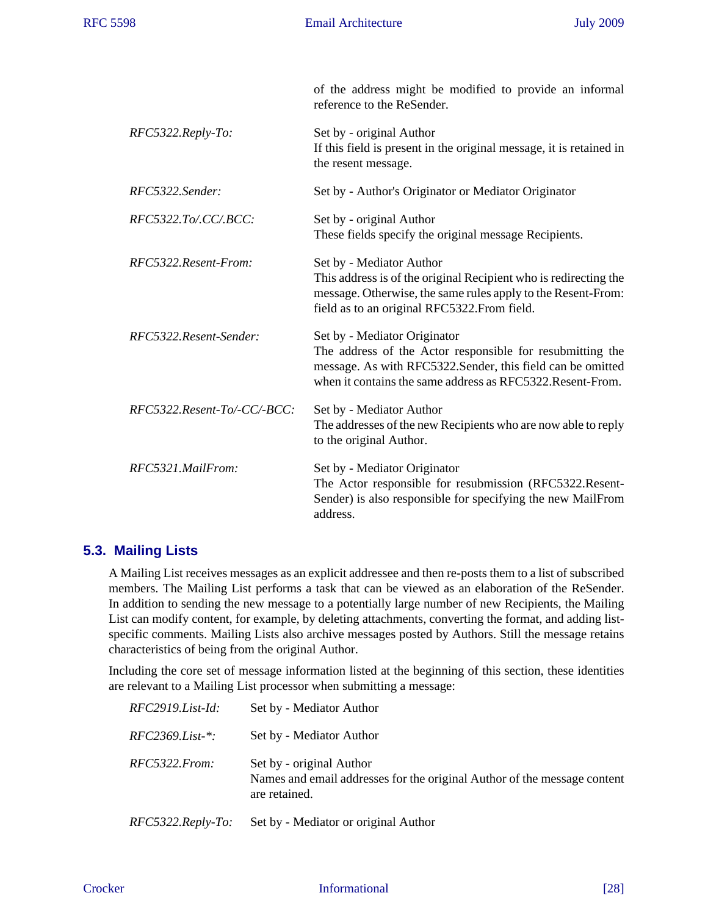of the address might be modified to provide an informal reference to the ReSender.

*RFC5322.Reply-To:*
: Set by - original Author
If this field is present in the original message, it is retained in the resent message.

*RFC5322.Sender:*
: Set by - Author's Originator or Mediator Originator

*RFC5322.To/.CC/.BCC:*
: Set by - original Author
These fields specify the original message Recipients.

*RFC5322.Resent-From:*
: Set by - Mediator Author
This address is of the original Recipient who is redirecting the message. Otherwise, the same rules apply to the Resent-From: field as to an original RFC5322.From field.

*RFC5322.Resent-Sender:*
: Set by - Mediator Originator
The address of the Actor responsible for resubmitting the message. As with RFC5322.Sender, this field can be omitted when it contains the same address as RFC5322.Resent-From.

*RFC5322.Resent-To/-CC/-BCC:*
: Set by - Mediator Author
The addresses of the new Recipients who are now able to reply to the original Author.

*RFC5321.MailFrom:*
: Set by - Mediator Originator
The Actor responsible for resubmission (RFC5322.Resent-Sender) is also responsible for specifying the new MailFrom address.

## 5.3. Mailing Lists

A Mailing List receives messages as an explicit addressee and then re-posts them to a list of subscribed members. The Mailing List performs a task that can be viewed as an elaboration of the ReSender. In addition to sending the new message to a potentially large number of new Recipients, the Mailing List can modify content, for example, by deleting attachments, converting the format, and adding list-specific comments. Mailing Lists also archive messages posted by Authors. Still the message retains characteristics of being from the original Author.

Including the core set of message information listed at the beginning of this section, these identities are relevant to a Mailing List processor when submitting a message:

*RFC2919.List-Id:*
: Set by - Mediator Author

*RFC2369.List-*:*
: Set by - Mediator Author

*RFC5322.From:*
: Set by - original Author
Names and email addresses for the original Author of the message content are retained.

*RFC5322.Reply-To:*
: Set by - Mediator or original Author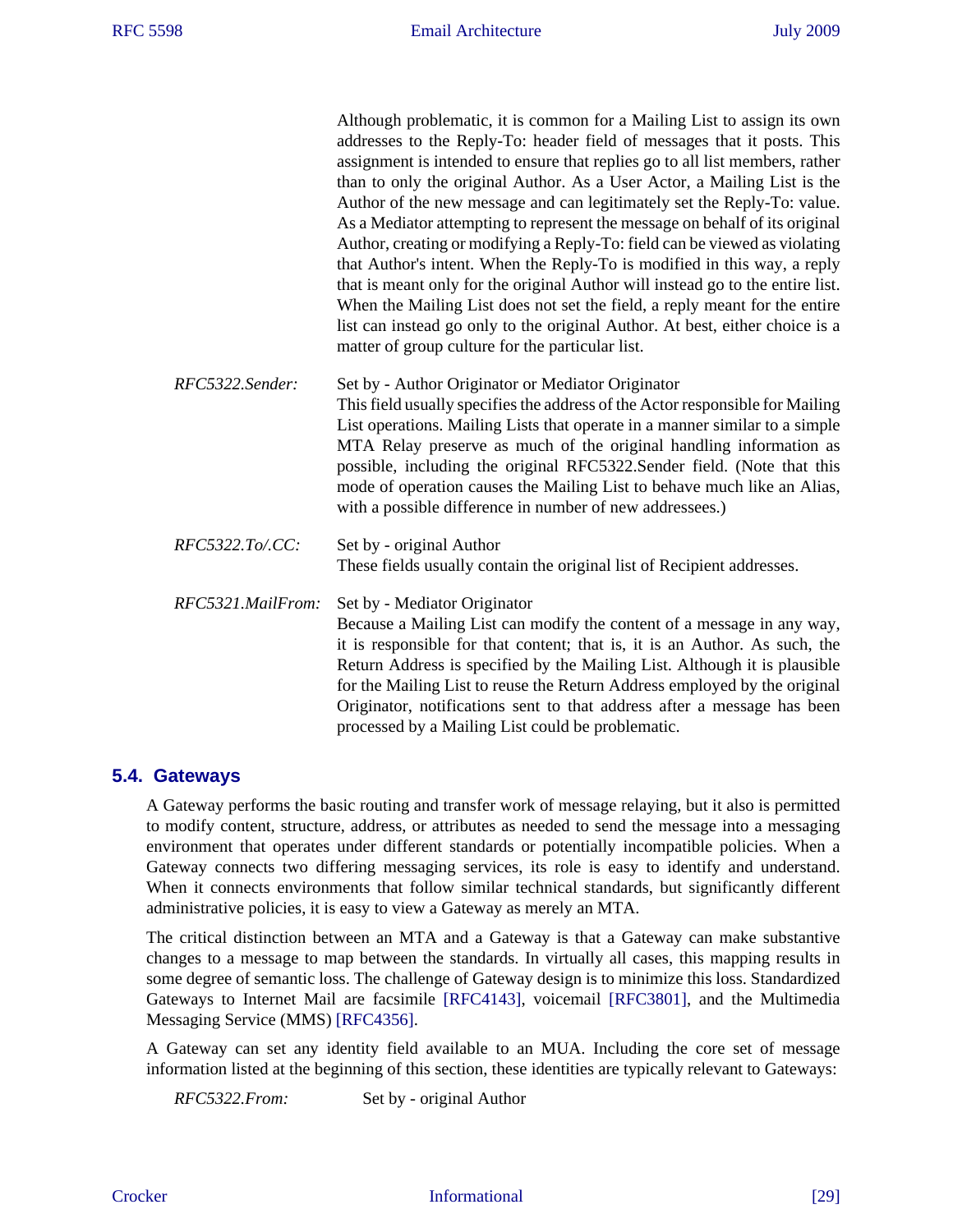Although problematic, it is common for a Mailing List to assign its own addresses to the Reply-To: header field of messages that it posts. This assignment is intended to ensure that replies go to all list members, rather than to only the original Author. As a User Actor, a Mailing List is the Author of the new message and can legitimately set the Reply-To: value. As a Mediator attempting to represent the message on behalf of its original Author, creating or modifying a Reply-To: field can be viewed as violating that Author's intent. When the Reply-To is modified in this way, a reply that is meant only for the original Author will instead go to the entire list. When the Mailing List does not set the field, a reply meant for the entire list can instead go only to the original Author. At best, either choice is a matter of group culture for the particular list.

*RFC5322.Sender:* Set by - Author Originator or Mediator Originator
This field usually specifies the address of the Actor responsible for Mailing List operations. Mailing Lists that operate in a manner similar to a simple MTA Relay preserve as much of the original handling information as possible, including the original RFC5322.Sender field. (Note that this mode of operation causes the Mailing List to behave much like an Alias, with a possible difference in number of new addressees.)

*RFC5322.To/.CC:* Set by - original Author
These fields usually contain the original list of Recipient addresses.

*RFC5321.MailFrom:* Set by - Mediator Originator
Because a Mailing List can modify the content of a message in any way, it is responsible for that content; that is, it is an Author. As such, the Return Address is specified by the Mailing List. Although it is plausible for the Mailing List to reuse the Return Address employed by the original Originator, notifications sent to that address after a message has been processed by a Mailing List could be problematic.

## 5.4. Gateways

A Gateway performs the basic routing and transfer work of message relaying, but it also is permitted to modify content, structure, address, or attributes as needed to send the message into a messaging environment that operates under different standards or potentially incompatible policies. When a Gateway connects two differing messaging services, its role is easy to identify and understand. When it connects environments that follow similar technical standards, but significantly different administrative policies, it is easy to view a Gateway as merely an MTA.

The critical distinction between an MTA and a Gateway is that a Gateway can make substantive changes to a message to map between the standards. In virtually all cases, this mapping results in some degree of semantic loss. The challenge of Gateway design is to minimize this loss. Standardized Gateways to Internet Mail are facsimile [RFC4143], voicemail [RFC3801], and the Multimedia Messaging Service (MMS) [RFC4356].

A Gateway can set any identity field available to an MUA. Including the core set of message information listed at the beginning of this section, these identities are typically relevant to Gateways:

*RFC5322.From:* Set by - original Author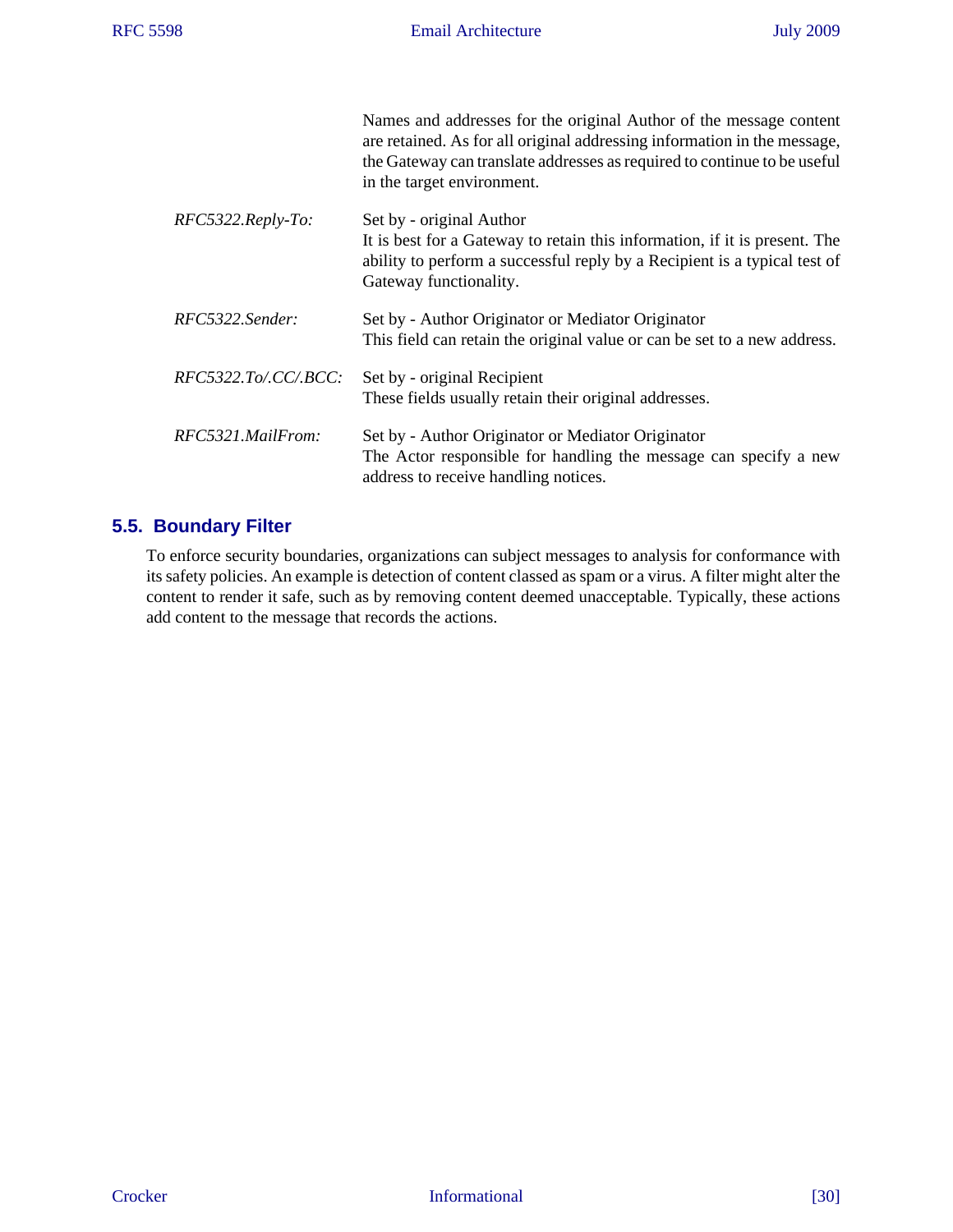Names and addresses for the original Author of the message content are retained. As for all original addressing information in the message, the Gateway can translate addresses as required to continue to be useful in the target environment.

*RFC5322.Reply-To:*
: Set by - original Author
It is best for a Gateway to retain this information, if it is present. The ability to perform a successful reply by a Recipient is a typical test of Gateway functionality.

*RFC5322.Sender:*
: Set by - Author Originator or Mediator Originator
This field can retain the original value or can be set to a new address.

*RFC5322.To/.CC/.BCC:*
: Set by - original Recipient
These fields usually retain their original addresses.

*RFC5321.MailFrom:*
: Set by - Author Originator or Mediator Originator
The Actor responsible for handling the message can specify a new address to receive handling notices.

## 5.5. Boundary Filter

To enforce security boundaries, organizations can subject messages to analysis for conformance with its safety policies. An example is detection of content classed as spam or a virus. A filter might alter the content to render it safe, such as by removing content deemed unacceptable. Typically, these actions add content to the message that records the actions.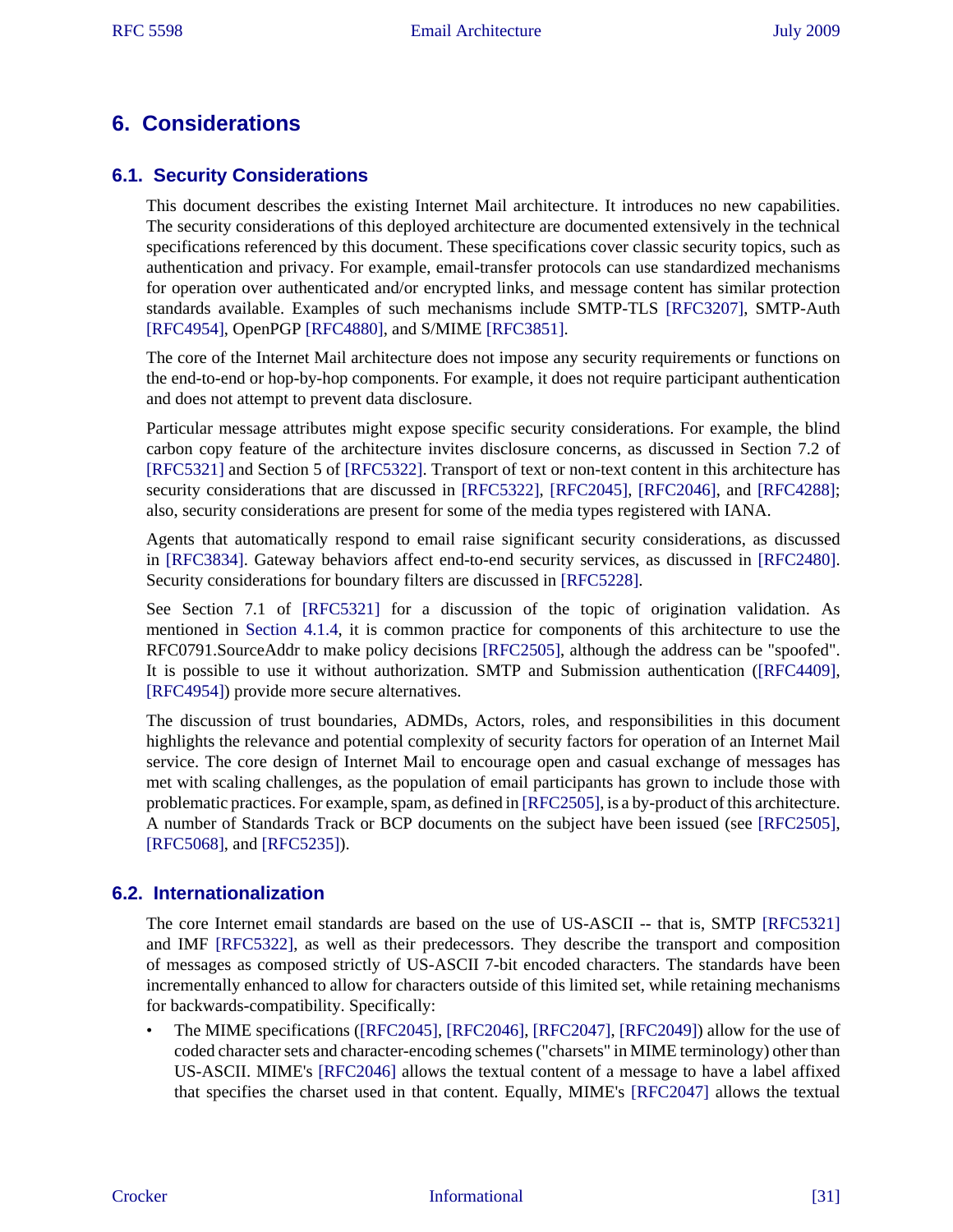## 6. Considerations

### 6.1. Security Considerations

This document describes the existing Internet Mail architecture. It introduces no new capabilities. The security considerations of this deployed architecture are documented extensively in the technical specifications referenced by this document. These specifications cover classic security topics, such as authentication and privacy. For example, email-transfer protocols can use standardized mechanisms for operation over authenticated and/or encrypted links, and message content has similar protection standards available. Examples of such mechanisms include SMTP-TLS [RFC3207], SMTP-Auth [RFC4954], OpenPGP [RFC4880], and S/MIME [RFC3851].

The core of the Internet Mail architecture does not impose any security requirements or functions on the end-to-end or hop-by-hop components. For example, it does not require participant authentication and does not attempt to prevent data disclosure.

Particular message attributes might expose specific security considerations. For example, the blind carbon copy feature of the architecture invites disclosure concerns, as discussed in Section 7.2 of [RFC5321] and Section 5 of [RFC5322]. Transport of text or non-text content in this architecture has security considerations that are discussed in [RFC5322], [RFC2045], [RFC2046], and [RFC4288]; also, security considerations are present for some of the media types registered with IANA.

Agents that automatically respond to email raise significant security considerations, as discussed in [RFC3834]. Gateway behaviors affect end-to-end security services, as discussed in [RFC2480]. Security considerations for boundary filters are discussed in [RFC5228].

See Section 7.1 of [RFC5321] for a discussion of the topic of origination validation. As mentioned in Section 4.1.4, it is common practice for components of this architecture to use the RFC0791.SourceAddr to make policy decisions [RFC2505], although the address can be "spoofed". It is possible to use it without authorization. SMTP and Submission authentication ([RFC4409], [RFC4954]) provide more secure alternatives.

The discussion of trust boundaries, ADMDs, Actors, roles, and responsibilities in this document highlights the relevance and potential complexity of security factors for operation of an Internet Mail service. The core design of Internet Mail to encourage open and casual exchange of messages has met with scaling challenges, as the population of email participants has grown to include those with problematic practices. For example, spam, as defined in [RFC2505], is a by-product of this architecture. A number of Standards Track or BCP documents on the subject have been issued (see [RFC2505], [RFC5068], and [RFC5235]).

### 6.2. Internationalization

The core Internet email standards are based on the use of US-ASCII -- that is, SMTP [RFC5321] and IMF [RFC5322], as well as their predecessors. They describe the transport and composition of messages as composed strictly of US-ASCII 7-bit encoded characters. The standards have been incrementally enhanced to allow for characters outside of this limited set, while retaining mechanisms for backwards-compatibility. Specifically:

- The MIME specifications ([RFC2045], [RFC2046], [RFC2047], [RFC2049]) allow for the use of coded character sets and character-encoding schemes ("charsets" in MIME terminology) other than US-ASCII. MIME's [RFC2046] allows the textual content of a message to have a label affixed that specifies the charset used in that content. Equally, MIME's [RFC2047] allows the textual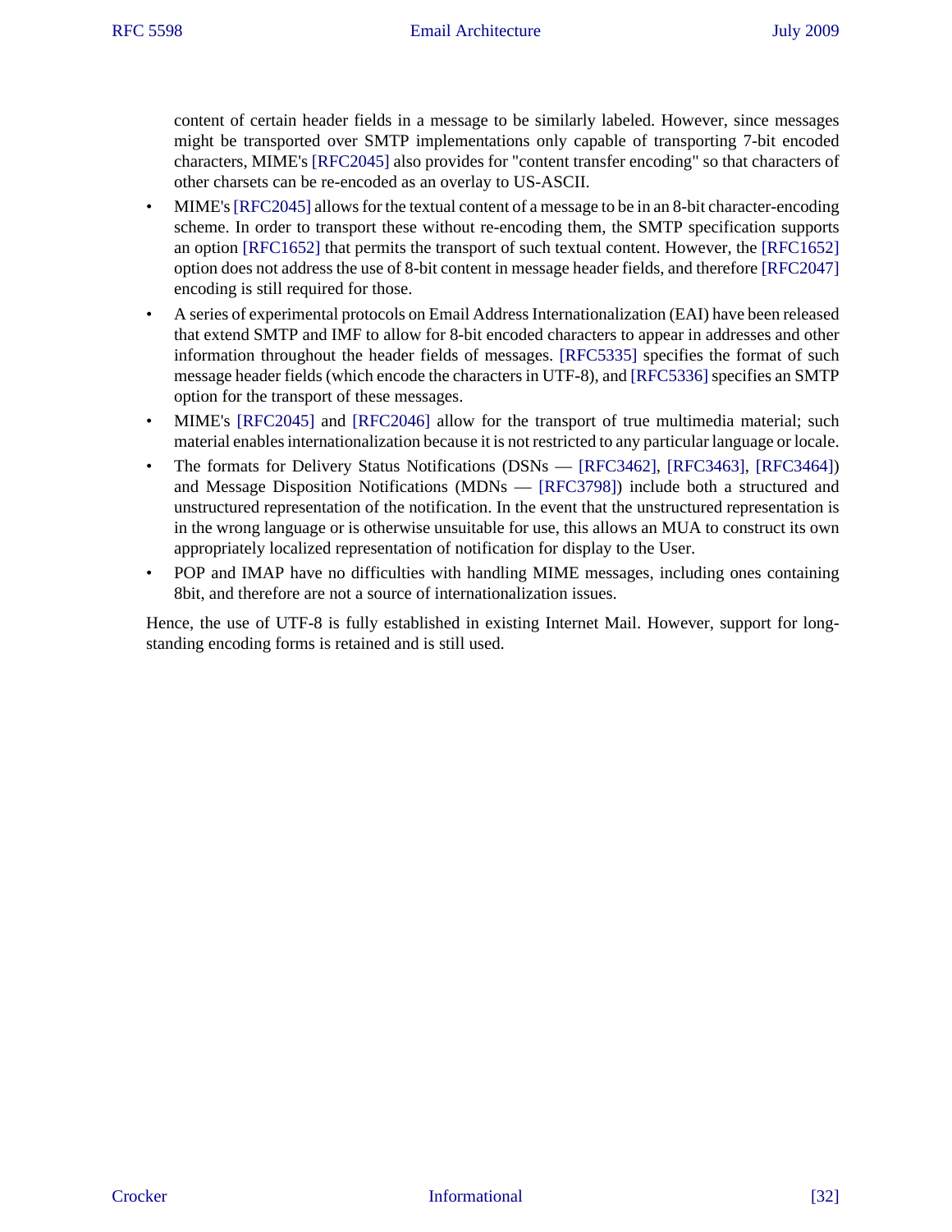content of certain header fields in a message to be similarly labeled. However, since messages might be transported over SMTP implementations only capable of transporting 7-bit encoded characters, MIME's [RFC2045] also provides for "content transfer encoding" so that characters of other charsets can be re-encoded as an overlay to US-ASCII.

- MIME's [RFC2045] allows for the textual content of a message to be in an 8-bit character-encoding scheme. In order to transport these without re-encoding them, the SMTP specification supports an option [RFC1652] that permits the transport of such textual content. However, the [RFC1652] option does not address the use of 8-bit content in message header fields, and therefore [RFC2047] encoding is still required for those.
- A series of experimental protocols on Email Address Internationalization (EAI) have been released that extend SMTP and IMF to allow for 8-bit encoded characters to appear in addresses and other information throughout the header fields of messages. [RFC5335] specifies the format of such message header fields (which encode the characters in UTF-8), and [RFC5336] specifies an SMTP option for the transport of these messages.
- MIME's [RFC2045] and [RFC2046] allow for the transport of true multimedia material; such material enables internationalization because it is not restricted to any particular language or locale.
- The formats for Delivery Status Notifications (DSNs — [RFC3462], [RFC3463], [RFC3464]) and Message Disposition Notifications (MDNs — [RFC3798]) include both a structured and unstructured representation of the notification. In the event that the unstructured representation is in the wrong language or is otherwise unsuitable for use, this allows an MUA to construct its own appropriately localized representation of notification for display to the User.
- POP and IMAP have no difficulties with handling MIME messages, including ones containing 8bit, and therefore are not a source of internationalization issues.

Hence, the use of UTF-8 is fully established in existing Internet Mail. However, support for long-standing encoding forms is retained and is still used.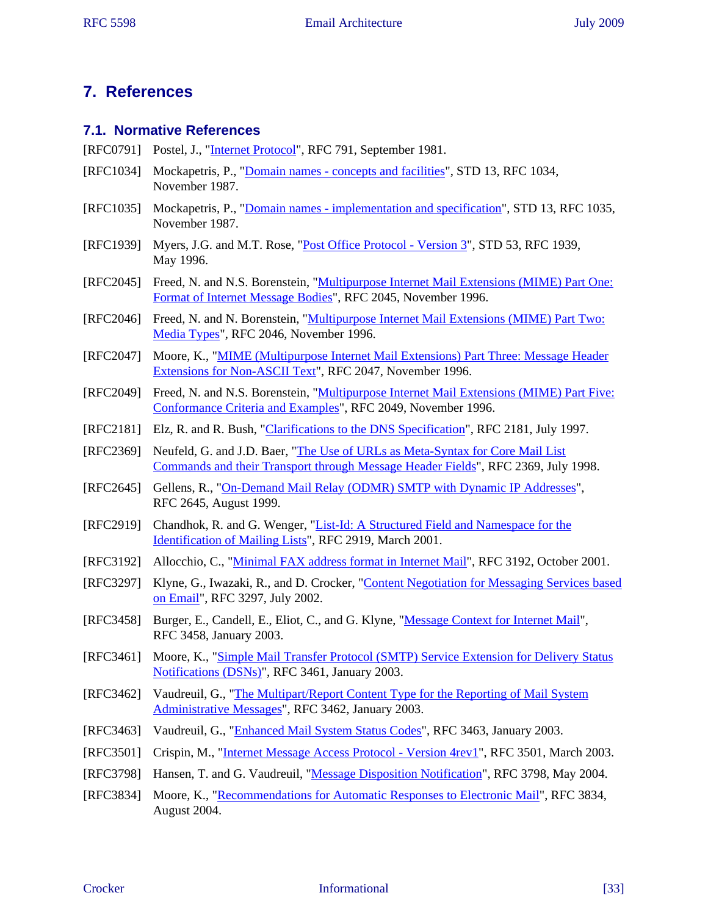## 7. References

### 7.1. Normative References

[RFC0791] Postel, J., "Internet Protocol", RFC 791, September 1981.

[RFC1034] Mockapetris, P., "Domain names - concepts and facilities", STD 13, RFC 1034, November 1987.

[RFC1035] Mockapetris, P., "Domain names - implementation and specification", STD 13, RFC 1035, November 1987.

[RFC1939] Myers, J.G. and M.T. Rose, "Post Office Protocol - Version 3", STD 53, RFC 1939, May 1996.

[RFC2045] Freed, N. and N.S. Borenstein, "Multipurpose Internet Mail Extensions (MIME) Part One: Format of Internet Message Bodies", RFC 2045, November 1996.

[RFC2046] Freed, N. and N. Borenstein, "Multipurpose Internet Mail Extensions (MIME) Part Two: Media Types", RFC 2046, November 1996.

[RFC2047] Moore, K., "MIME (Multipurpose Internet Mail Extensions) Part Three: Message Header Extensions for Non-ASCII Text", RFC 2047, November 1996.

[RFC2049] Freed, N. and N.S. Borenstein, "Multipurpose Internet Mail Extensions (MIME) Part Five: Conformance Criteria and Examples", RFC 2049, November 1996.

[RFC2181] Elz, R. and R. Bush, "Clarifications to the DNS Specification", RFC 2181, July 1997.

[RFC2369] Neufeld, G. and J.D. Baer, "The Use of URLs as Meta-Syntax for Core Mail List Commands and their Transport through Message Header Fields", RFC 2369, July 1998.

[RFC2645] Gellens, R., "On-Demand Mail Relay (ODMR) SMTP with Dynamic IP Addresses", RFC 2645, August 1999.

[RFC2919] Chandhok, R. and G. Wenger, "List-Id: A Structured Field and Namespace for the Identification of Mailing Lists", RFC 2919, March 2001.

[RFC3192] Allocchio, C., "Minimal FAX address format in Internet Mail", RFC 3192, October 2001.

[RFC3297] Klyne, G., Iwazaki, R., and D. Crocker, "Content Negotiation for Messaging Services based on Email", RFC 3297, July 2002.

[RFC3458] Burger, E., Candell, E., Eliot, C., and G. Klyne, "Message Context for Internet Mail", RFC 3458, January 2003.

[RFC3461] Moore, K., "Simple Mail Transfer Protocol (SMTP) Service Extension for Delivery Status Notifications (DSNs)", RFC 3461, January 2003.

[RFC3462] Vaudreuil, G., "The Multipart/Report Content Type for the Reporting of Mail System Administrative Messages", RFC 3462, January 2003.

[RFC3463] Vaudreuil, G., "Enhanced Mail System Status Codes", RFC 3463, January 2003.

[RFC3501] Crispin, M., "Internet Message Access Protocol - Version 4rev1", RFC 3501, March 2003.

[RFC3798] Hansen, T. and G. Vaudreuil, "Message Disposition Notification", RFC 3798, May 2004.

[RFC3834] Moore, K., "Recommendations for Automatic Responses to Electronic Mail", RFC 3834, August 2004.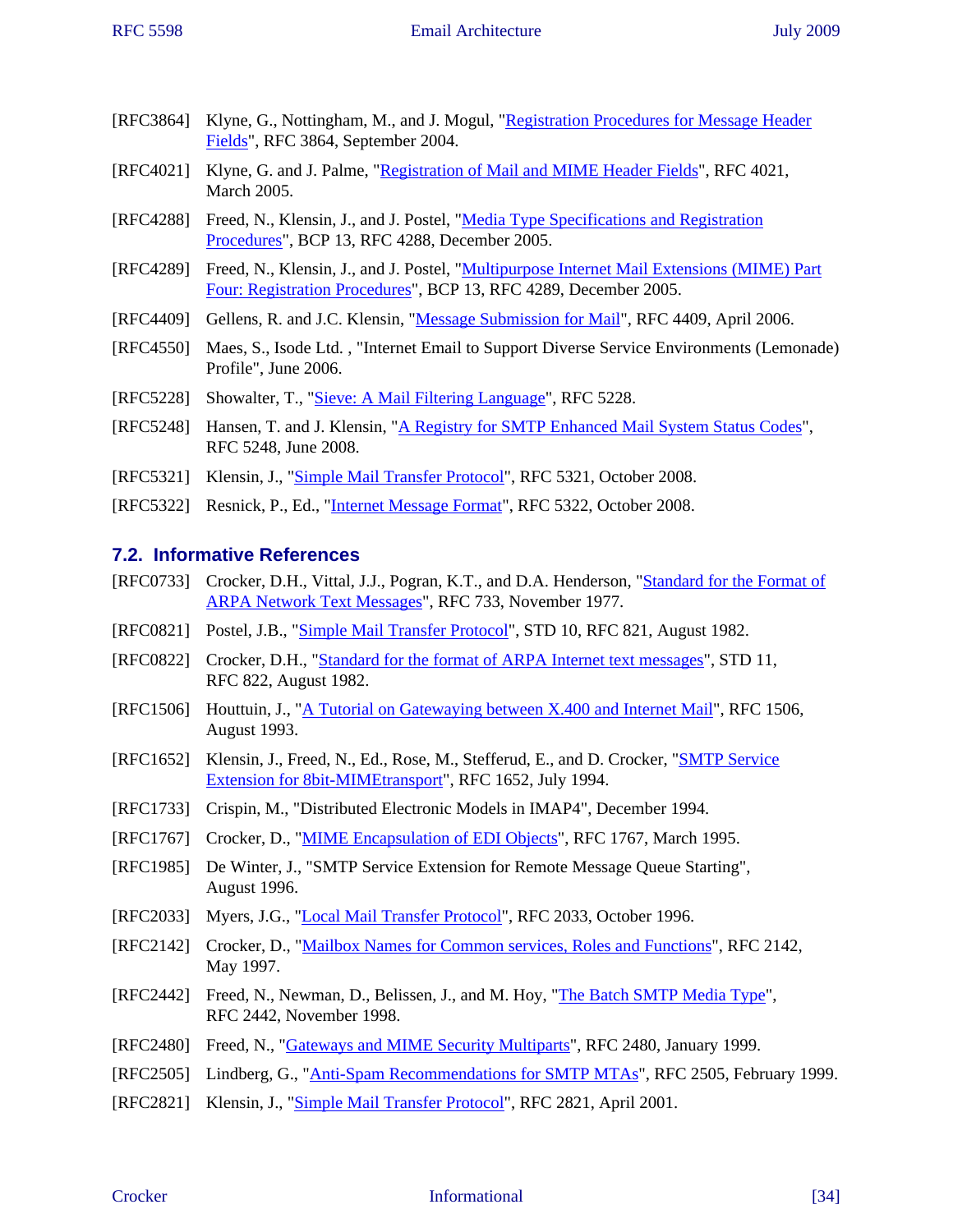[RFC3864] Klyne, G., Nottingham, M., and J. Mogul, "Registration Procedures for Message Header Fields", RFC 3864, September 2004.

[RFC4021] Klyne, G. and J. Palme, "Registration of Mail and MIME Header Fields", RFC 4021, March 2005.

[RFC4288] Freed, N., Klensin, J., and J. Postel, "Media Type Specifications and Registration Procedures", BCP 13, RFC 4288, December 2005.

[RFC4289] Freed, N., Klensin, J., and J. Postel, "Multipurpose Internet Mail Extensions (MIME) Part Four: Registration Procedures", BCP 13, RFC 4289, December 2005.

[RFC4409] Gellens, R. and J.C. Klensin, "Message Submission for Mail", RFC 4409, April 2006.

[RFC4550] Maes, S., Isode Ltd. , "Internet Email to Support Diverse Service Environments (Lemonade) Profile", June 2006.

[RFC5228] Showalter, T., "Sieve: A Mail Filtering Language", RFC 5228.

[RFC5248] Hansen, T. and J. Klensin, "A Registry for SMTP Enhanced Mail System Status Codes", RFC 5248, June 2008.

[RFC5321] Klensin, J., "Simple Mail Transfer Protocol", RFC 5321, October 2008.

[RFC5322] Resnick, P., Ed., "Internet Message Format", RFC 5322, October 2008.

### 7.2. Informative References

[RFC0733] Crocker, D.H., Vittal, J.J., Pogran, K.T., and D.A. Henderson, "Standard for the Format of ARPA Network Text Messages", RFC 733, November 1977.

[RFC0821] Postel, J.B., "Simple Mail Transfer Protocol", STD 10, RFC 821, August 1982.

[RFC0822] Crocker, D.H., "Standard for the format of ARPA Internet text messages", STD 11, RFC 822, August 1982.

[RFC1506] Houttuin, J., "A Tutorial on Gatewaying between X.400 and Internet Mail", RFC 1506, August 1993.

[RFC1652] Klensin, J., Freed, N., Ed., Rose, M., Stefferud, E., and D. Crocker, "SMTP Service Extension for 8bit-MIMEtransport", RFC 1652, July 1994.

[RFC1733] Crispin, M., "Distributed Electronic Models in IMAP4", December 1994.

[RFC1767] Crocker, D., "MIME Encapsulation of EDI Objects", RFC 1767, March 1995.

[RFC1985] De Winter, J., "SMTP Service Extension for Remote Message Queue Starting", August 1996.

[RFC2033] Myers, J.G., "Local Mail Transfer Protocol", RFC 2033, October 1996.

[RFC2142] Crocker, D., "Mailbox Names for Common services, Roles and Functions", RFC 2142, May 1997.

[RFC2442] Freed, N., Newman, D., Belissen, J., and M. Hoy, "The Batch SMTP Media Type", RFC 2442, November 1998.

[RFC2480] Freed, N., "Gateways and MIME Security Multiparts", RFC 2480, January 1999.

[RFC2505] Lindberg, G., "Anti-Spam Recommendations for SMTP MTAs", RFC 2505, February 1999.

[RFC2821] Klensin, J., "Simple Mail Transfer Protocol", RFC 2821, April 2001.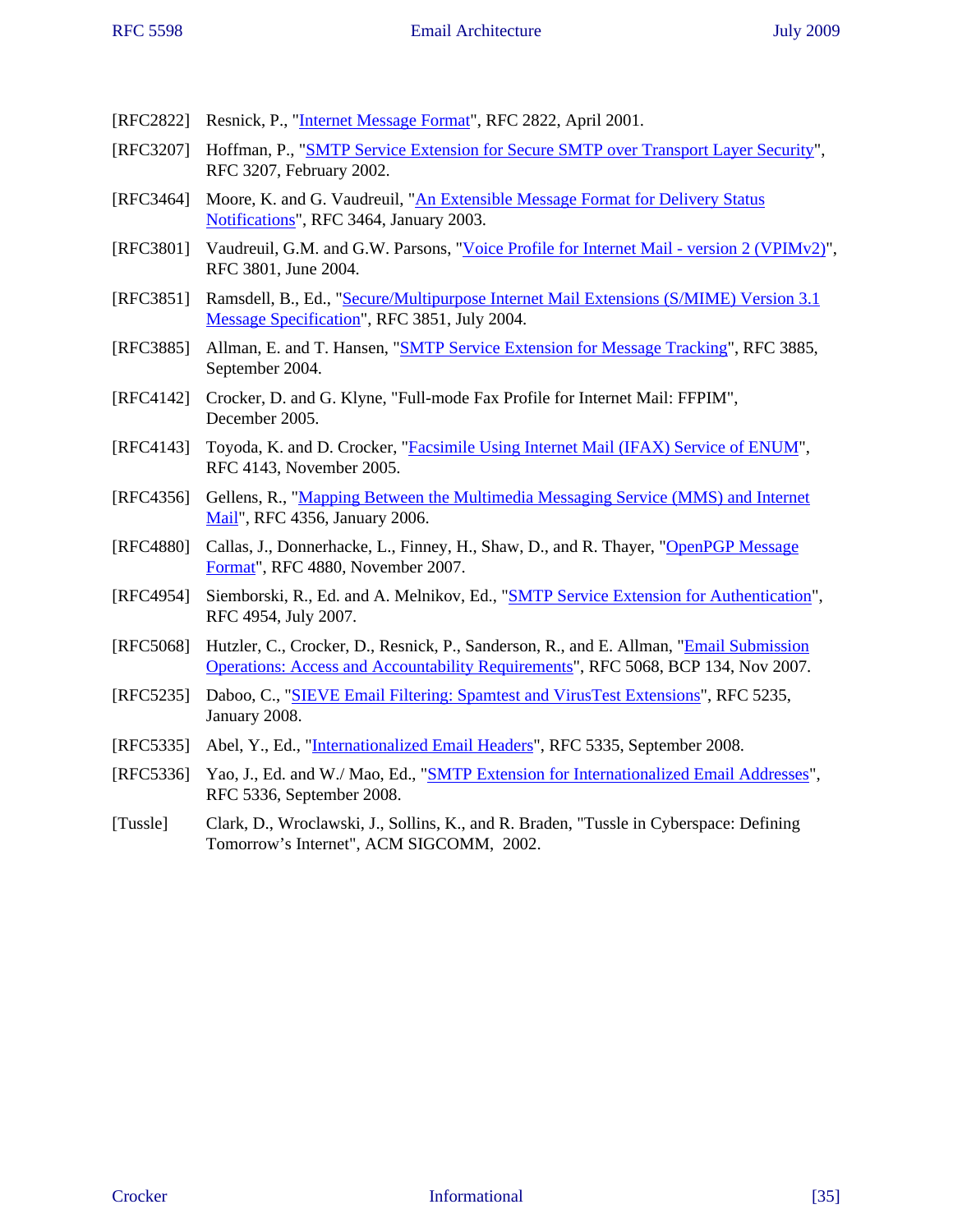[RFC2822] Resnick, P., "Internet Message Format", RFC 2822, April 2001.

[RFC3207] Hoffman, P., "SMTP Service Extension for Secure SMTP over Transport Layer Security", RFC 3207, February 2002.

[RFC3464] Moore, K. and G. Vaudreuil, "An Extensible Message Format for Delivery Status Notifications", RFC 3464, January 2003.

[RFC3801] Vaudreuil, G.M. and G.W. Parsons, "Voice Profile for Internet Mail - version 2 (VPIMv2)", RFC 3801, June 2004.

[RFC3851] Ramsdell, B., Ed., "Secure/Multipurpose Internet Mail Extensions (S/MIME) Version 3.1 Message Specification", RFC 3851, July 2004.

[RFC3885] Allman, E. and T. Hansen, "SMTP Service Extension for Message Tracking", RFC 3885, September 2004.

[RFC4142] Crocker, D. and G. Klyne, "Full-mode Fax Profile for Internet Mail: FFPIM", December 2005.

[RFC4143] Toyoda, K. and D. Crocker, "Facsimile Using Internet Mail (IFAX) Service of ENUM", RFC 4143, November 2005.

[RFC4356] Gellens, R., "Mapping Between the Multimedia Messaging Service (MMS) and Internet Mail", RFC 4356, January 2006.

[RFC4880] Callas, J., Donnerhacke, L., Finney, H., Shaw, D., and R. Thayer, "OpenPGP Message Format", RFC 4880, November 2007.

[RFC4954] Siemborski, R., Ed. and A. Melnikov, Ed., "SMTP Service Extension for Authentication", RFC 4954, July 2007.

[RFC5068] Hutzler, C., Crocker, D., Resnick, P., Sanderson, R., and E. Allman, "Email Submission Operations: Access and Accountability Requirements", RFC 5068, BCP 134, Nov 2007.

[RFC5235] Daboo, C., "SIEVE Email Filtering: Spamtest and VirusTest Extensions", RFC 5235, January 2008.

[RFC5335] Abel, Y., Ed., "Internationalized Email Headers", RFC 5335, September 2008.

[RFC5336] Yao, J., Ed. and W./ Mao, Ed., "SMTP Extension for Internationalized Email Addresses", RFC 5336, September 2008.

[Tussle] Clark, D., Wroclawski, J., Sollins, K., and R. Braden, "Tussle in Cyberspace: Defining Tomorrow's Internet", ACM SIGCOMM, 2002.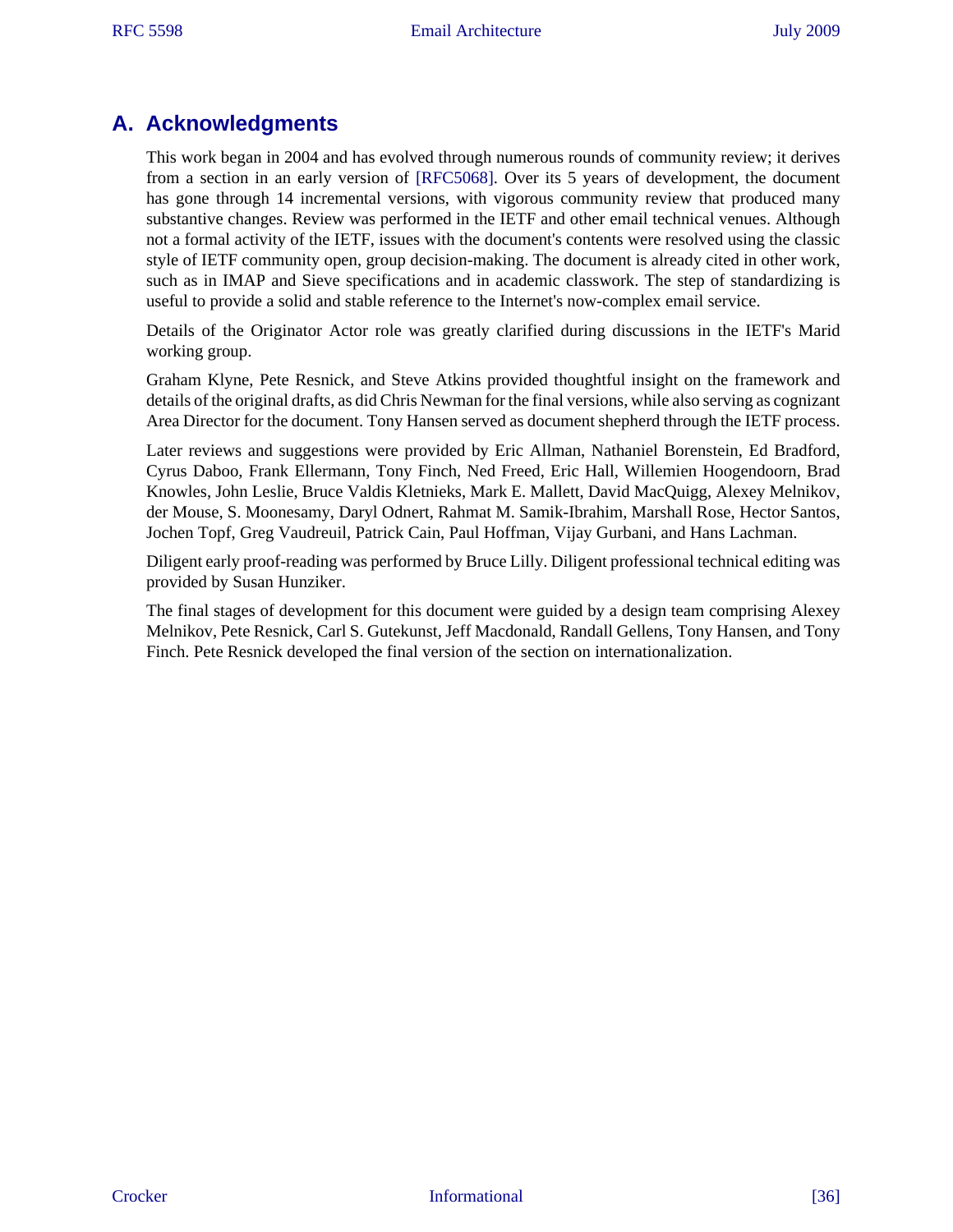## A. Acknowledgments

This work began in 2004 and has evolved through numerous rounds of community review; it derives from a section in an early version of [RFC5068]. Over its 5 years of development, the document has gone through 14 incremental versions, with vigorous community review that produced many substantive changes. Review was performed in the IETF and other email technical venues. Although not a formal activity of the IETF, issues with the document's contents were resolved using the classic style of IETF community open, group decision-making. The document is already cited in other work, such as in IMAP and Sieve specifications and in academic classwork. The step of standardizing is useful to provide a solid and stable reference to the Internet's now-complex email service.

Details of the Originator Actor role was greatly clarified during discussions in the IETF's Marid working group.

Graham Klyne, Pete Resnick, and Steve Atkins provided thoughtful insight on the framework and details of the original drafts, as did Chris Newman for the final versions, while also serving as cognizant Area Director for the document. Tony Hansen served as document shepherd through the IETF process.

Later reviews and suggestions were provided by Eric Allman, Nathaniel Borenstein, Ed Bradford, Cyrus Daboo, Frank Ellermann, Tony Finch, Ned Freed, Eric Hall, Willemien Hoogendoorn, Brad Knowles, John Leslie, Bruce Valdis Kletnieks, Mark E. Mallett, David MacQuigg, Alexey Melnikov, der Mouse, S. Moonesamy, Daryl Odnert, Rahmat M. Samik-Ibrahim, Marshall Rose, Hector Santos, Jochen Topf, Greg Vaudreuil, Patrick Cain, Paul Hoffman, Vijay Gurbani, and Hans Lachman.

Diligent early proof-reading was performed by Bruce Lilly. Diligent professional technical editing was provided by Susan Hunziker.

The final stages of development for this document were guided by a design team comprising Alexey Melnikov, Pete Resnick, Carl S. Gutekunst, Jeff Macdonald, Randall Gellens, Tony Hansen, and Tony Finch. Pete Resnick developed the final version of the section on internationalization.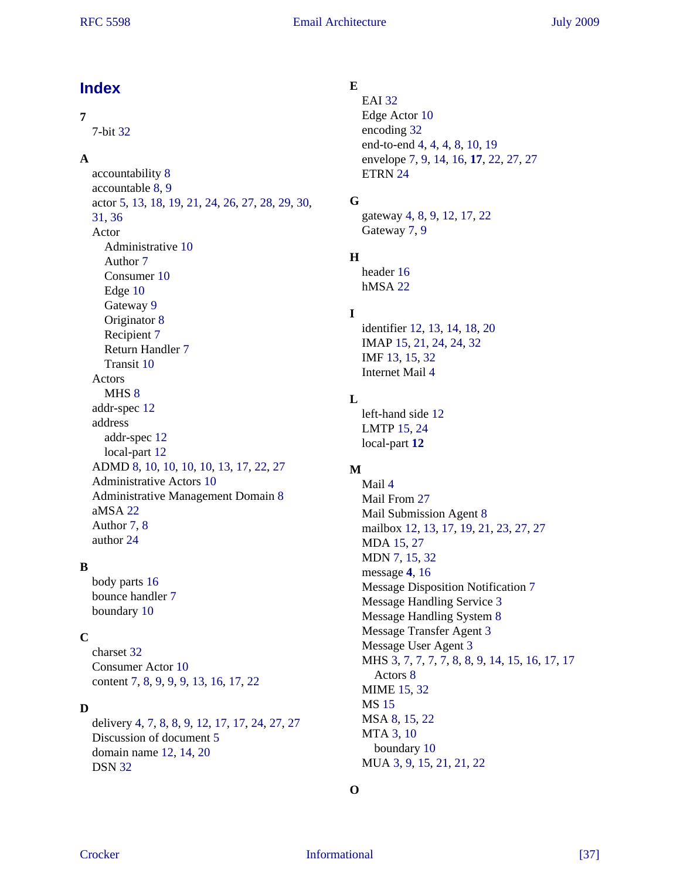# Index

**7**

- 7-bit 32

**A**

- accountability 8
- accountable 8, 9
- actor 5, 13, 18, 19, 21, 24, 26, 27, 28, 29, 30, 31, 36
- Actor
  - Administrative 10
  - Author 7
  - Consumer 10
  - Edge 10
  - Gateway 9
  - Originator 8
  - Recipient 7
  - Return Handler 7
  - Transit 10
- Actors
  - MHS 8
- addr-spec 12
- address
  - addr-spec 12
  - local-part 12
- ADMD 8, 10, 10, 10, 10, 13, 17, 22, 27
- Administrative Actors 10
- Administrative Management Domain 8
- aMSA 22
- Author 7, 8
- author 24

**B**

- body parts 16
- bounce handler 7
- boundary 10

**C**

- charset 32
- Consumer Actor 10
- content 7, 8, 9, 9, 9, 13, 16, 17, 22

**D**

- delivery 4, 7, 8, 8, 9, 12, 17, 17, 24, 27, 27
- Discussion of document 5
- domain name 12, 14, 20
- DSN 32

**E**

- EAI 32
- Edge Actor 10
- encoding 32
- end-to-end 4, 4, 4, 8, 10, 19
- envelope 7, 9, 14, 16, **17**, 22, 27, 27
- ETRN 24

**G**

- gateway 4, 8, 9, 12, 17, 22
- Gateway 7, 9

**H**

- header 16
- hMSA 22

**I**

- identifier 12, 13, 14, 18, 20
- IMAP 15, 21, 24, 24, 32
- IMF 13, 15, 32
- Internet Mail 4

**L**

- left-hand side 12
- LMTP 15, 24
- local-part **12**

**M**

- Mail 4
- Mail From 27
- Mail Submission Agent 8
- mailbox 12, 13, 17, 19, 21, 23, 27, 27
- MDA 15, 27
- MDN 7, 15, 32
- message **4**, 16
- Message Disposition Notification 7
- Message Handling Service 3
- Message Handling System 8
- Message Transfer Agent 3
- Message User Agent 3
- MHS 3, 7, 7, 7, 7, 8, 8, 9, 14, 15, 16, 17, 17
  - Actors 8
- MIME 15, 32
- MS 15
- MSA 8, 15, 22
- MTA 3, 10
  - boundary 10
- MUA 3, 9, 15, 21, 21, 22

**O**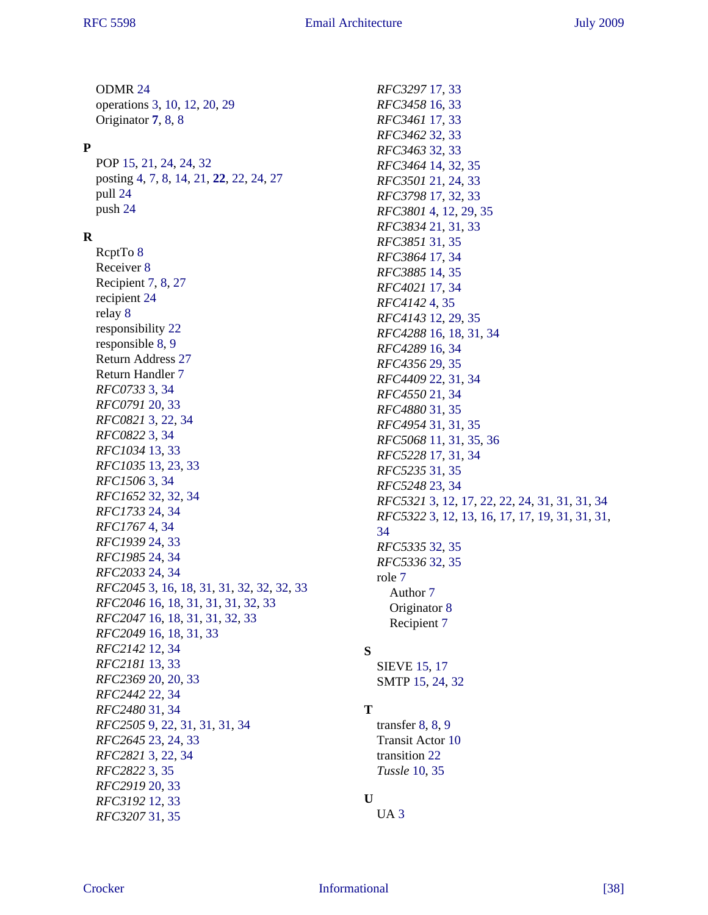ODMR 24
operations 3, 10, 12, 20, 29
Originator **7**, 8, 8

**P**

POP 15, 21, 24, 24, 32
posting 4, 7, 8, 14, 21, **22**, 22, 24, 27
pull 24
push 24

**R**

RcptTo 8
Receiver 8
Recipient 7, 8, 27
recipient 24
relay 8
responsibility 22
responsible 8, 9
Return Address 27
Return Handler 7
*RFC0733* 3, 34
*RFC0791* 20, 33
*RFC0821* 3, 22, 34
*RFC0822* 3, 34
*RFC1034* 13, 33
*RFC1035* 13, 23, 33
*RFC1506* 3, 34
*RFC1652* 32, 32, 34
*RFC1733* 24, 34
*RFC1767* 4, 34
*RFC1939* 24, 33
*RFC1985* 24, 34
*RFC2033* 24, 34
*RFC2045* 3, 16, 18, 31, 31, 32, 32, 32, 33
*RFC2046* 16, 18, 31, 31, 31, 32, 33
*RFC2047* 16, 18, 31, 31, 32, 33
*RFC2049* 16, 18, 31, 33
*RFC2142* 12, 34
*RFC2181* 13, 33
*RFC2369* 20, 20, 33
*RFC2442* 22, 34
*RFC2480* 31, 34
*RFC2505* 9, 22, 31, 31, 31, 34
*RFC2645* 23, 24, 33
*RFC2821* 3, 22, 34
*RFC2822* 3, 35
*RFC2919* 20, 33
*RFC3192* 12, 33
*RFC3207* 31, 35
*RFC3297* 17, 33
*RFC3458* 16, 33
*RFC3461* 17, 33
*RFC3462* 32, 33
*RFC3463* 32, 33
*RFC3464* 14, 32, 35
*RFC3501* 21, 24, 33
*RFC3798* 17, 32, 33
*RFC3801* 4, 12, 29, 35
*RFC3834* 21, 31, 33
*RFC3851* 31, 35
*RFC3864* 17, 34
*RFC3885* 14, 35
*RFC4021* 17, 34
*RFC4142* 4, 35
*RFC4143* 12, 29, 35
*RFC4288* 16, 18, 31, 34
*RFC4289* 16, 34
*RFC4356* 29, 35
*RFC4409* 22, 31, 34
*RFC4550* 21, 34
*RFC4880* 31, 35
*RFC4954* 31, 31, 35
*RFC5068* 11, 31, 35, 36
*RFC5228* 17, 31, 34
*RFC5235* 31, 35
*RFC5248* 23, 34
*RFC5321* 3, 12, 17, 22, 22, 24, 31, 31, 31, 34
*RFC5322* 3, 12, 13, 16, 17, 17, 19, 31, 31, 31, 34
*RFC5335* 32, 35
*RFC5336* 32, 35
role 7
  Author 7
  Originator 8
  Recipient 7

**S**

SIEVE 15, 17
SMTP 15, 24, 32

**T**

transfer 8, 8, 9
Transit Actor 10
transition 22
*Tussle* 10, 35

**U**

UA 3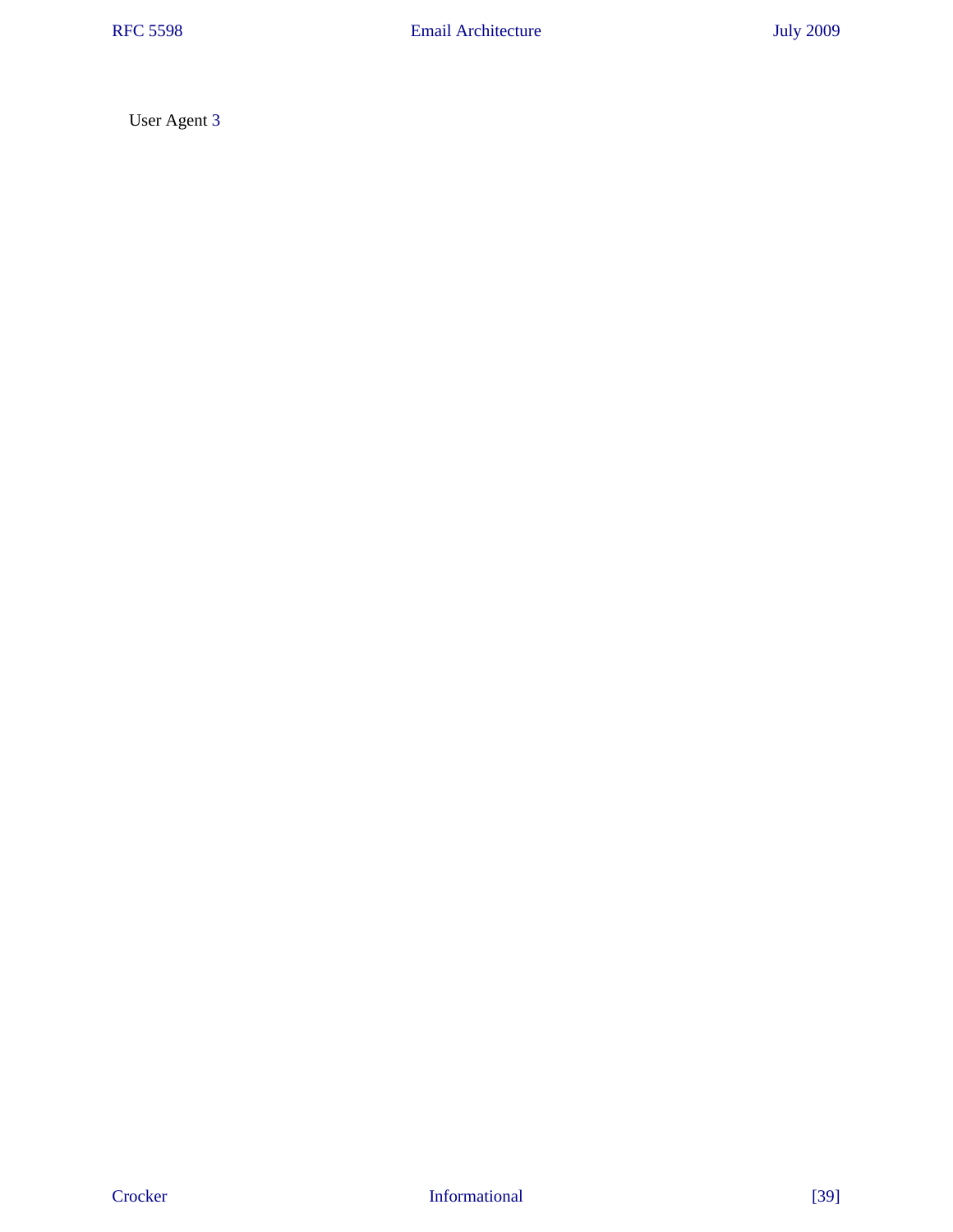User Agent 3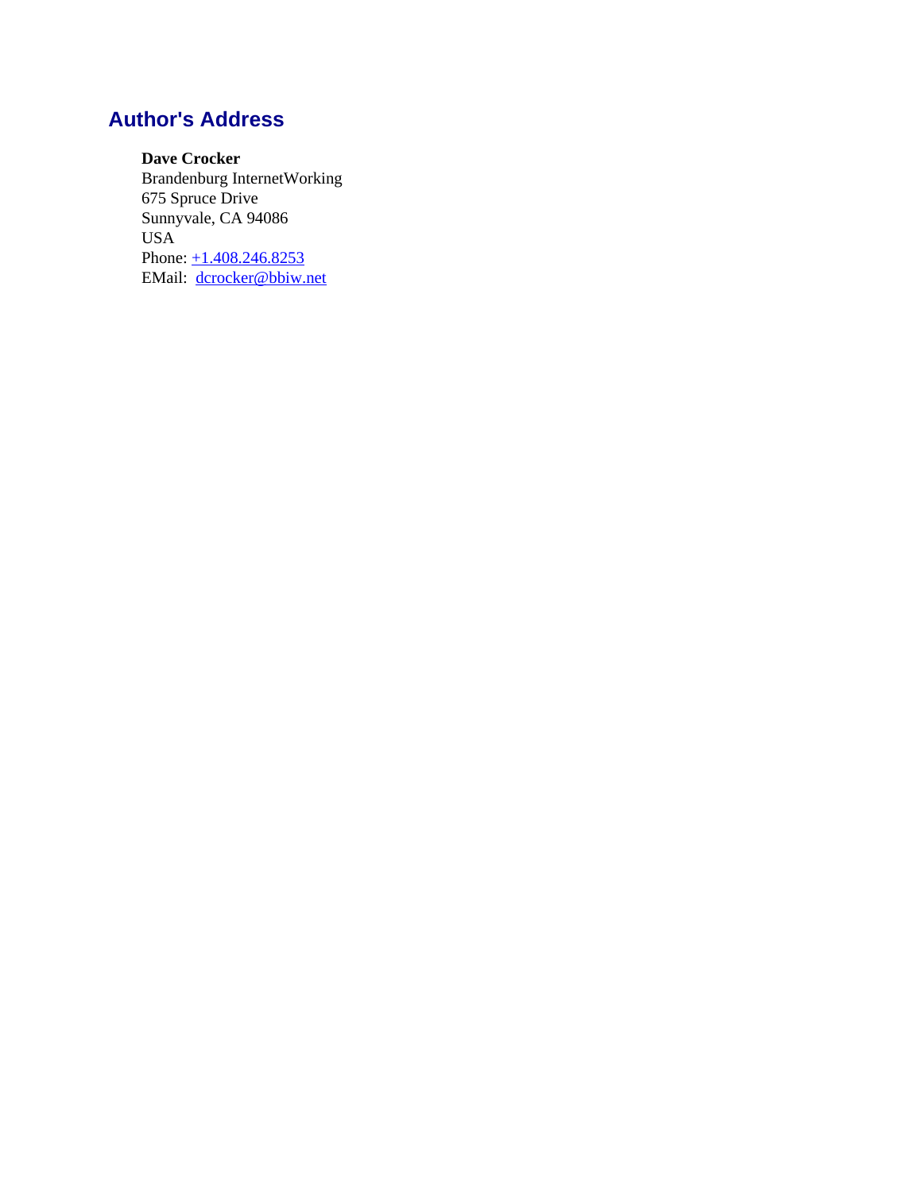## Author's Address

**Dave Crocker**
Brandenburg InternetWorking
675 Spruce Drive
Sunnyvale, CA 94086
USA
Phone: +1.408.246.8253
EMail: dcrocker@bbiw.net